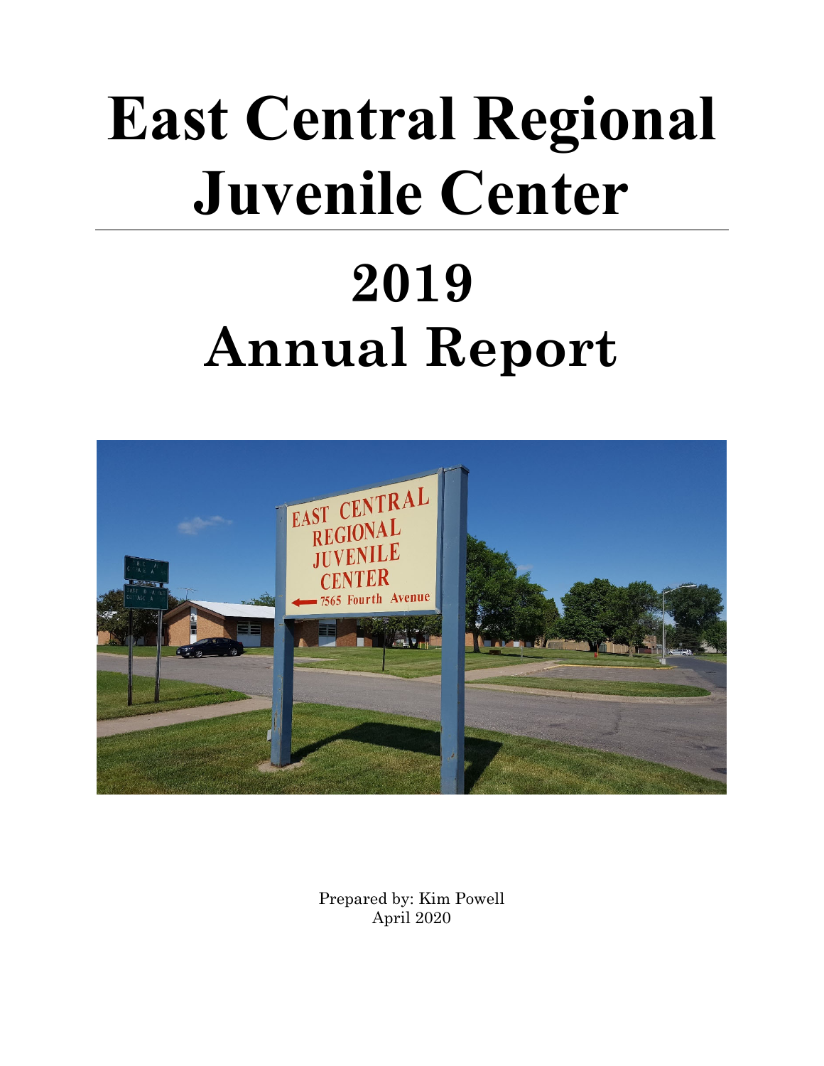# East Central Regional Juvenile Center

# 2019 Annual Report

Prepared by: Kim Powell
April 2020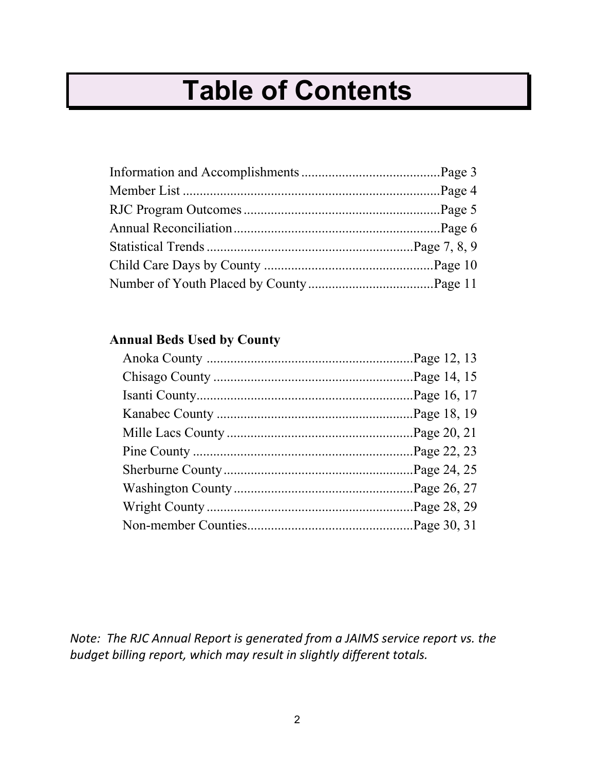# Table of Contents

Information and Accomplishments ......................................... Page 3
Member List ........................................................................... Page 4
RJC Program Outcomes ........................................................ Page 5
Annual Reconciliation ........................................................... Page 6
Statistical Trends ........................................................... Page 7, 8, 9
Child Care Days by County .................................................. Page 10
Number of Youth Placed by County ..................................... Page 11

**Annual Beds Used by County**

Anoka County ............................................................. Page 12, 13
Chisago County ........................................................... Page 14, 15
Isanti County ............................................................... Page 16, 17
Kanabec County .......................................................... Page 18, 19
Mille Lacs County ....................................................... Page 20, 21
Pine County ................................................................ Page 22, 23
Sherburne County ........................................................ Page 24, 25
Washington County ..................................................... Page 26, 27
Wright County ............................................................. Page 28, 29
Non-member Counties ................................................. Page 30, 31

*Note: The RJC Annual Report is generated from a JAIMS service report vs. the budget billing report, which may result in slightly different totals.*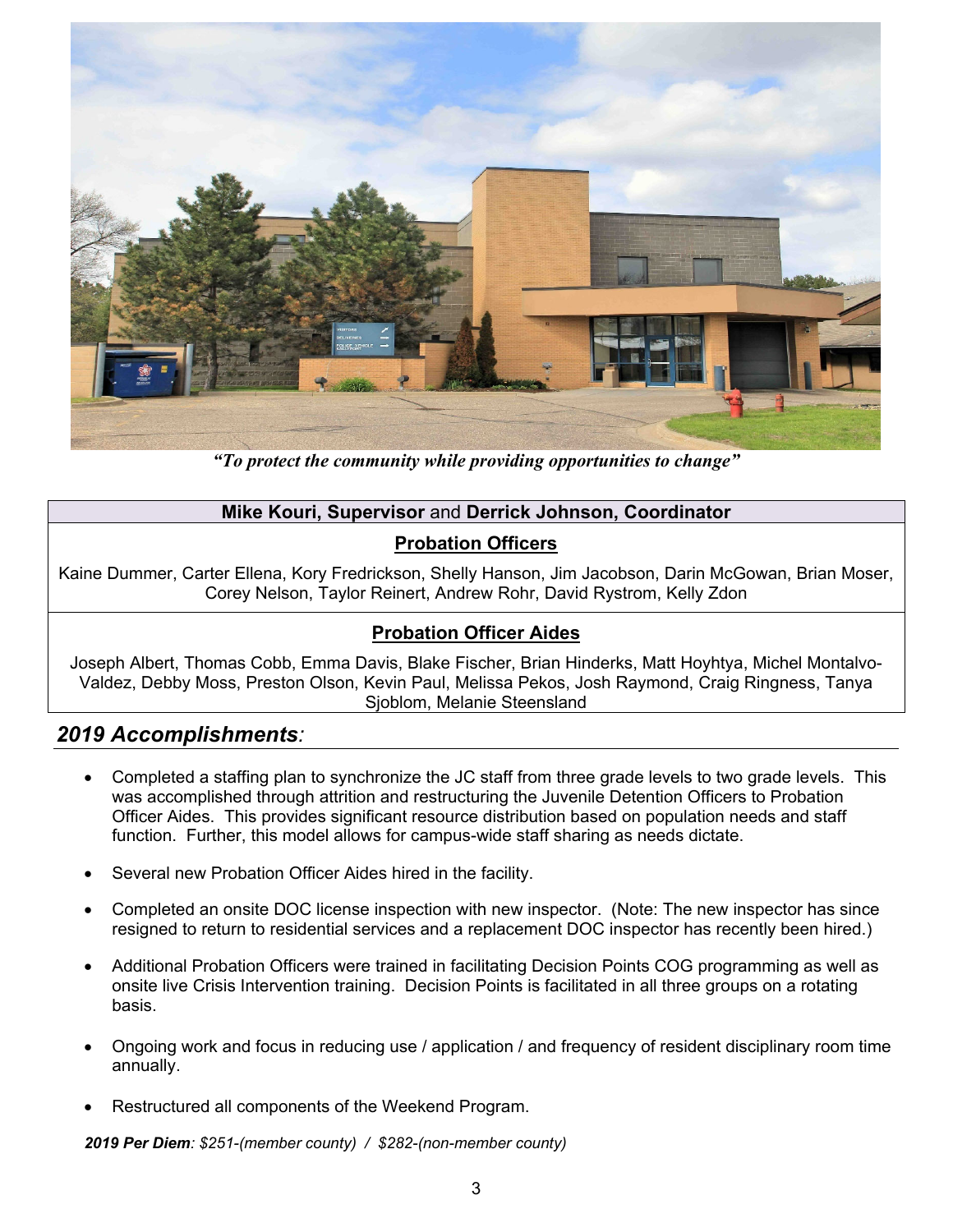*"To protect the community while providing opportunities to change"*

| **Mike Kouri, Supervisor** and **Derrick Johnson, Coordinator** |
|---|
| **Probation Officers** |
| Kaine Dummer, Carter Ellena, Kory Fredrickson, Shelly Hanson, Jim Jacobson, Darin McGowan, Brian Moser, Corey Nelson, Taylor Reinert, Andrew Rohr, David Rystrom, Kelly Zdon |
| **Probation Officer Aides** |
| Joseph Albert, Thomas Cobb, Emma Davis, Blake Fischer, Brian Hinderks, Matt Hoyhtya, Michel Montalvo-Valdez, Debby Moss, Preston Olson, Kevin Paul, Melissa Pekos, Josh Raymond, Craig Ringness, Tanya Sjoblom, Melanie Steensland |

## *2019 Accomplishments:*

- Completed a staffing plan to synchronize the JC staff from three grade levels to two grade levels. This was accomplished through attrition and restructuring the Juvenile Detention Officers to Probation Officer Aides. This provides significant resource distribution based on population needs and staff function. Further, this model allows for campus-wide staff sharing as needs dictate.
- Several new Probation Officer Aides hired in the facility.
- Completed an onsite DOC license inspection with new inspector. (Note: The new inspector has since resigned to return to residential services and a replacement DOC inspector has recently been hired.)
- Additional Probation Officers were trained in facilitating Decision Points COG programming as well as onsite live Crisis Intervention training. Decision Points is facilitated in all three groups on a rotating basis.
- Ongoing work and focus in reducing use / application / and frequency of resident disciplinary room time annually.
- Restructured all components of the Weekend Program.

***2019 Per Diem**: $251-(member county) / $282-(non-member county)*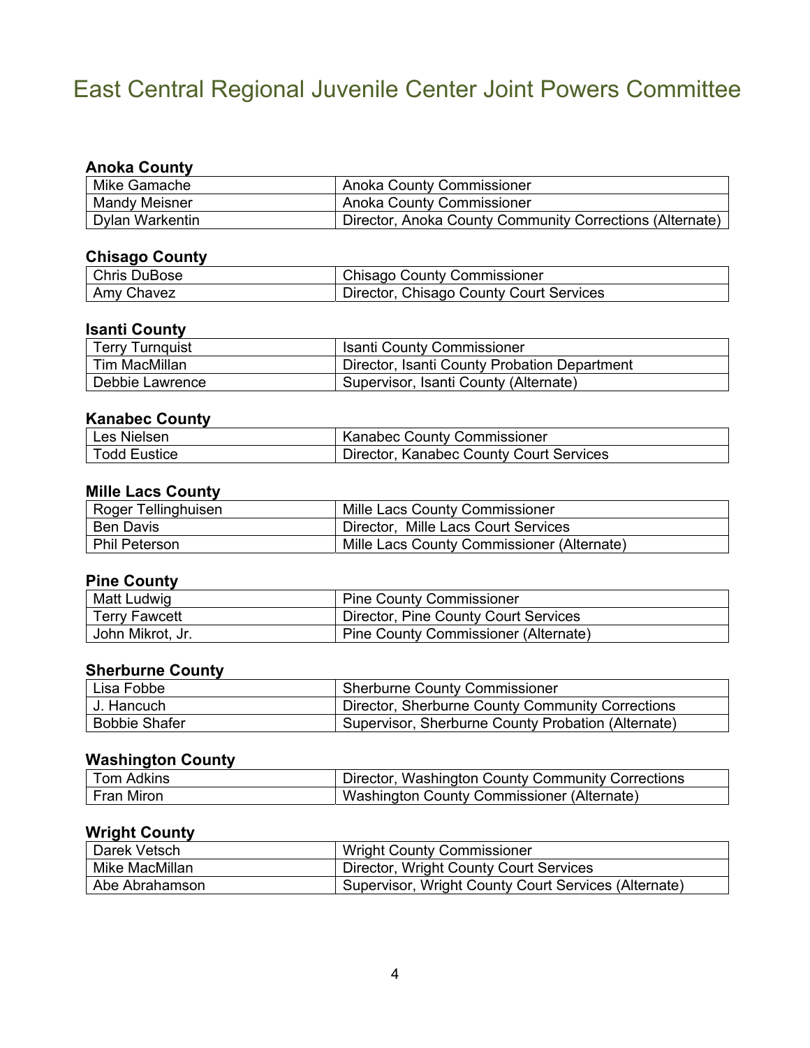# East Central Regional Juvenile Center Joint Powers Committee

**Anoka County**

| | |
|---|---|
| Mike Gamache | Anoka County Commissioner |
| Mandy Meisner | Anoka County Commissioner |
| Dylan Warkentin | Director, Anoka County Community Corrections (Alternate) |

**Chisago County**

| | |
|---|---|
| Chris DuBose | Chisago County Commissioner |
| Amy Chavez | Director, Chisago County Court Services |

**Isanti County**

| | |
|---|---|
| Terry Turnquist | Isanti County Commissioner |
| Tim MacMillan | Director, Isanti County Probation Department |
| Debbie Lawrence | Supervisor, Isanti County (Alternate) |

**Kanabec County**

| | |
|---|---|
| Les Nielsen | Kanabec County Commissioner |
| Todd Eustice | Director, Kanabec County Court Services |

**Mille Lacs County**

| | |
|---|---|
| Roger Tellinghuisen | Mille Lacs County Commissioner |
| Ben Davis | Director, Mille Lacs Court Services |
| Phil Peterson | Mille Lacs County Commissioner (Alternate) |

**Pine County**

| | |
|---|---|
| Matt Ludwig | Pine County Commissioner |
| Terry Fawcett | Director, Pine County Court Services |
| John Mikrot, Jr. | Pine County Commissioner (Alternate) |

**Sherburne County**

| | |
|---|---|
| Lisa Fobbe | Sherburne County Commissioner |
| J. Hancuch | Director, Sherburne County Community Corrections |
| Bobbie Shafer | Supervisor, Sherburne County Probation (Alternate) |

**Washington County**

| | |
|---|---|
| Tom Adkins | Director, Washington County Community Corrections |
| Fran Miron | Washington County Commissioner (Alternate) |

**Wright County**

| | |
|---|---|
| Darek Vetsch | Wright County Commissioner |
| Mike MacMillan | Director, Wright County Court Services |
| Abe Abrahamson | Supervisor, Wright County Court Services (Alternate) |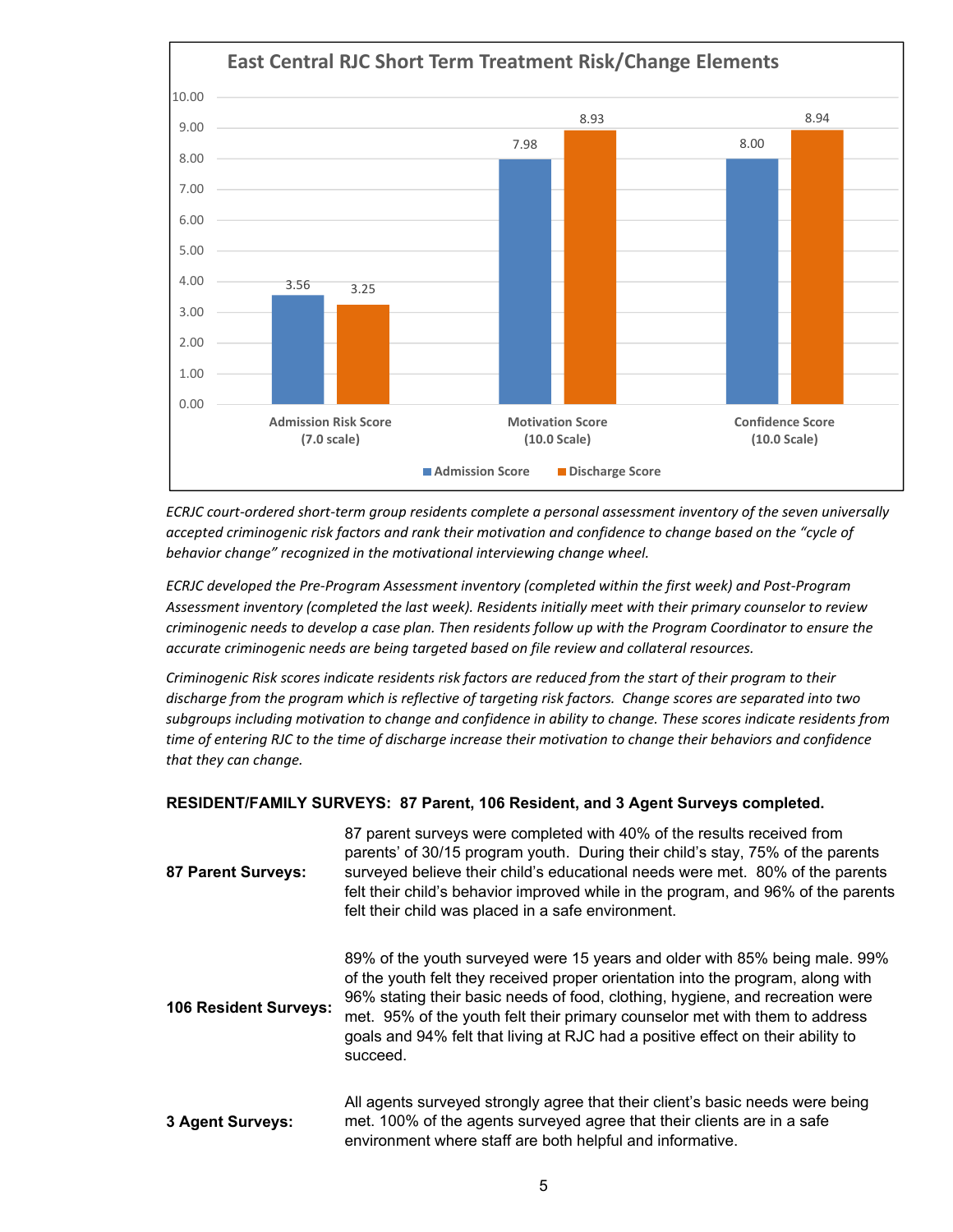**East Central RJC Short Term Treatment Risk/Change Elements**

| | Admission Score | Discharge Score |
|---|---|---|
| Admission Risk Score (7.0 scale) | 3.56 | 3.25 |
| Motivation Score (10.0 Scale) | 7.98 | 8.93 |
| Confidence Score (10.0 Scale) | 8.00 | 8.94 |

*ECRJC court-ordered short-term group residents complete a personal assessment inventory of the seven universally accepted criminogenic risk factors and rank their motivation and confidence to change based on the "cycle of behavior change" recognized in the motivational interviewing change wheel.*

*ECRJC developed the Pre-Program Assessment inventory (completed within the first week) and Post-Program Assessment inventory (completed the last week). Residents initially meet with their primary counselor to review criminogenic needs to develop a case plan. Then residents follow up with the Program Coordinator to ensure the accurate criminogenic needs are being targeted based on file review and collateral resources.*

*Criminogenic Risk scores indicate residents risk factors are reduced from the start of their program to their discharge from the program which is reflective of targeting risk factors. Change scores are separated into two subgroups including motivation to change and confidence in ability to change. These scores indicate residents from time of entering RJC to the time of discharge increase their motivation to change their behaviors and confidence that they can change.*

**RESIDENT/FAMILY SURVEYS: 87 Parent, 106 Resident, and 3 Agent Surveys completed.**

**87 Parent Surveys:** 87 parent surveys were completed with 40% of the results received from parents' of 30/15 program youth. During their child's stay, 75% of the parents surveyed believe their child's educational needs were met. 80% of the parents felt their child's behavior improved while in the program, and 96% of the parents felt their child was placed in a safe environment.

**106 Resident Surveys:** 89% of the youth surveyed were 15 years and older with 85% being male. 99% of the youth felt they received proper orientation into the program, along with 96% stating their basic needs of food, clothing, hygiene, and recreation were met. 95% of the youth felt their primary counselor met with them to address goals and 94% felt that living at RJC had a positive effect on their ability to succeed.

**3 Agent Surveys:** All agents surveyed strongly agree that their client's basic needs were being met. 100% of the agents surveyed agree that their clients are in a safe environment where staff are both helpful and informative.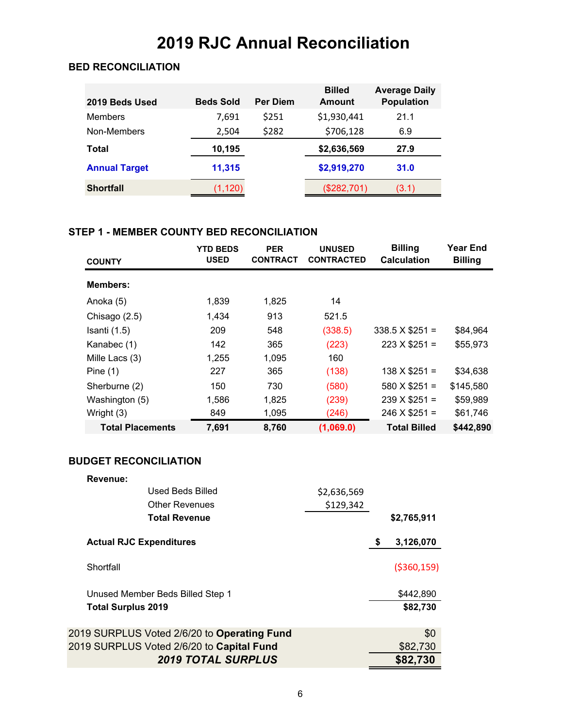# 2019 RJC Annual Reconciliation

## BED RECONCILIATION

| 2019 Beds Used | Beds Sold | Per Diem | Billed Amount | Average Daily Population |
|---|---|---|---|---|
| Members | 7,691 | $251 | $1,930,441 | 21.1 |
| Non-Members | 2,504 | $282 | $706,128 | 6.9 |
| **Total** | **10,195** | | **$2,636,569** | **27.9** |
| **Annual Target** | **11,315** | | **$2,919,270** | **31.0** |
| **Shortfall** | (1,120) | | ($282,701) | (3.1) |

## STEP 1 - MEMBER COUNTY BED RECONCILIATION

| COUNTY | YTD BEDS USED | PER CONTRACT | UNUSED CONTRACTED | Billing Calculation | Year End Billing |
|---|---|---|---|---|---|
| **Members:** | | | | | |
| Anoka (5) | 1,839 | 1,825 | 14 | | |
| Chisago (2.5) | 1,434 | 913 | 521.5 | | |
| Isanti (1.5) | 209 | 548 | (338.5) | 338.5 X $251 = | $84,964 |
| Kanabec (1) | 142 | 365 | (223) | 223 X $251 = | $55,973 |
| Mille Lacs (3) | 1,255 | 1,095 | 160 | | |
| Pine (1) | 227 | 365 | (138) | 138 X $251 = | $34,638 |
| Sherburne (2) | 150 | 730 | (580) | 580 X $251 = | $145,580 |
| Washington (5) | 1,586 | 1,825 | (239) | 239 X $251 = | $59,989 |
| Wright (3) | 849 | 1,095 | (246) | 246 X $251 = | $61,746 |
| **Total Placements** | **7,691** | **8,760** | **(1,069.0)** | **Total Billed** | **$442,890** |

## BUDGET RECONCILIATION

| | | |
|---|---|---|
| **Revenue:** | | |
| Used Beds Billed | $2,636,569 | |
| Other Revenues | $129,342 | |
| **Total Revenue** | | **$2,765,911** |
| **Actual RJC Expenditures** | | **$ 3,126,070** |
| Shortfall | | ($360,159) |
| Unused Member Beds Billed Step 1 | | $442,890 |
| **Total Surplus 2019** | | **$82,730** |

| | |
|---|---|
| 2019 SURPLUS Voted 2/6/20 to **Operating Fund** | $0 |
| 2019 SURPLUS Voted 2/6/20 to **Capital Fund** | $82,730 |
| ***2019 TOTAL SURPLUS*** | **$82,730** |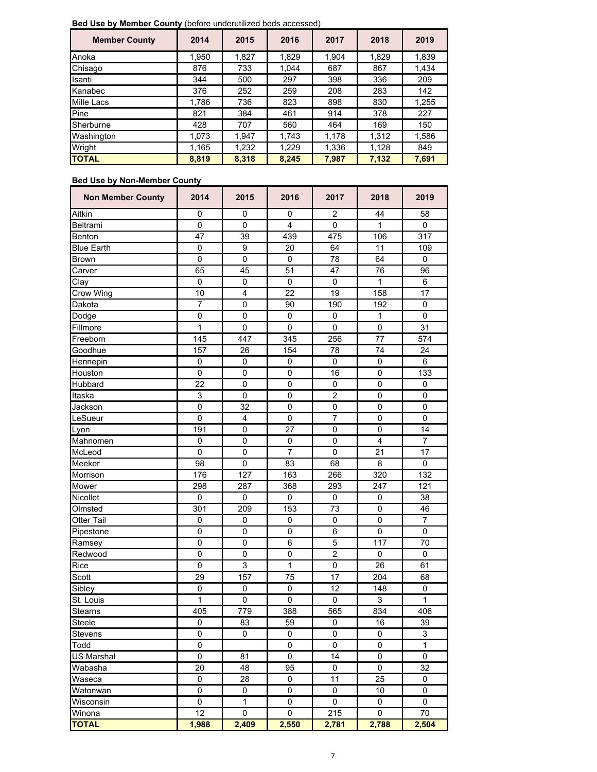**Bed Use by Member County** (before underutilized beds accessed)

| Member County | 2014 | 2015 | 2016 | 2017 | 2018 | 2019 |
|---|---|---|---|---|---|---|
| Anoka | 1,950 | 1,827 | 1,829 | 1,904 | 1,829 | 1,839 |
| Chisago | 876 | 733 | 1,044 | 687 | 867 | 1,434 |
| Isanti | 344 | 500 | 297 | 398 | 336 | 209 |
| Kanabec | 376 | 252 | 259 | 208 | 283 | 142 |
| Mille Lacs | 1,786 | 736 | 823 | 898 | 830 | 1,255 |
| Pine | 821 | 384 | 461 | 914 | 378 | 227 |
| Sherburne | 428 | 707 | 560 | 464 | 169 | 150 |
| Washington | 1,073 | 1,947 | 1,743 | 1,178 | 1,312 | 1,586 |
| Wright | 1,165 | 1,232 | 1,229 | 1,336 | 1,128 | 849 |
| **TOTAL** | **8,819** | **8,318** | **8,245** | **7,987** | **7,132** | **7,691** |

**Bed Use by Non-Member County**

| Non Member County | 2014 | 2015 | 2016 | 2017 | 2018 | 2019 |
|---|---|---|---|---|---|---|
| Aitkin | 0 | 0 | 0 | 2 | 44 | 58 |
| Beltrami | 0 | 0 | 4 | 0 | 1 | 0 |
| Benton | 47 | 39 | 439 | 475 | 106 | 317 |
| Blue Earth | 0 | 9 | 20 | 64 | 11 | 109 |
| Brown | 0 | 0 | 0 | 78 | 64 | 0 |
| Carver | 65 | 45 | 51 | 47 | 76 | 96 |
| Clay | 0 | 0 | 0 | 0 | 1 | 6 |
| Crow Wing | 10 | 4 | 22 | 19 | 158 | 17 |
| Dakota | 7 | 0 | 90 | 190 | 192 | 0 |
| Dodge | 0 | 0 | 0 | 0 | 1 | 0 |
| Fillmore | 1 | 0 | 0 | 0 | 0 | 31 |
| Freeborn | 145 | 447 | 345 | 256 | 77 | 574 |
| Goodhue | 157 | 26 | 154 | 78 | 74 | 24 |
| Hennepin | 0 | 0 | 0 | 0 | 0 | 6 |
| Houston | 0 | 0 | 0 | 16 | 0 | 133 |
| Hubbard | 22 | 0 | 0 | 0 | 0 | 0 |
| Itaska | 3 | 0 | 0 | 2 | 0 | 0 |
| Jackson | 0 | 32 | 0 | 0 | 0 | 0 |
| LeSueur | 0 | 4 | 0 | 7 | 0 | 0 |
| Lyon | 191 | 0 | 27 | 0 | 0 | 14 |
| Mahnomen | 0 | 0 | 0 | 0 | 4 | 7 |
| McLeod | 0 | 0 | 7 | 0 | 21 | 17 |
| Meeker | 98 | 0 | 83 | 68 | 8 | 0 |
| Morrison | 176 | 127 | 163 | 266 | 320 | 132 |
| Mower | 298 | 287 | 368 | 293 | 247 | 121 |
| Nicollet | 0 | 0 | 0 | 0 | 0 | 38 |
| Olmsted | 301 | 209 | 153 | 73 | 0 | 46 |
| Otter Tail | 0 | 0 | 0 | 0 | 0 | 7 |
| Pipestone | 0 | 0 | 0 | 6 | 0 | 0 |
| Ramsey | 0 | 0 | 6 | 5 | 117 | 70 |
| Redwood | 0 | 0 | 0 | 2 | 0 | 0 |
| Rice | 0 | 3 | 1 | 0 | 26 | 61 |
| Scott | 29 | 157 | 75 | 17 | 204 | 68 |
| Sibley | 0 | 0 | 0 | 12 | 148 | 0 |
| St. Louis | 1 | 0 | 0 | 0 | 3 | 1 |
| Stearns | 405 | 779 | 388 | 565 | 834 | 406 |
| Steele | 0 | 83 | 59 | 0 | 16 | 39 |
| Stevens | 0 | 0 | 0 | 0 | 0 | 3 |
| Todd | 0 | | 0 | 0 | 0 | 1 |
| US Marshal | 0 | 81 | 0 | 14 | 0 | 0 |
| Wabasha | 20 | 48 | 95 | 0 | 0 | 32 |
| Waseca | 0 | 28 | 0 | 11 | 25 | 0 |
| Watonwan | 0 | 0 | 0 | 0 | 10 | 0 |
| Wisconsin | 0 | 1 | 0 | 0 | 0 | 0 |
| Winona | 12 | 0 | 0 | 215 | 0 | 70 |
| **TOTAL** | **1,988** | **2,409** | **2,550** | **2,781** | **2,788** | **2,504** |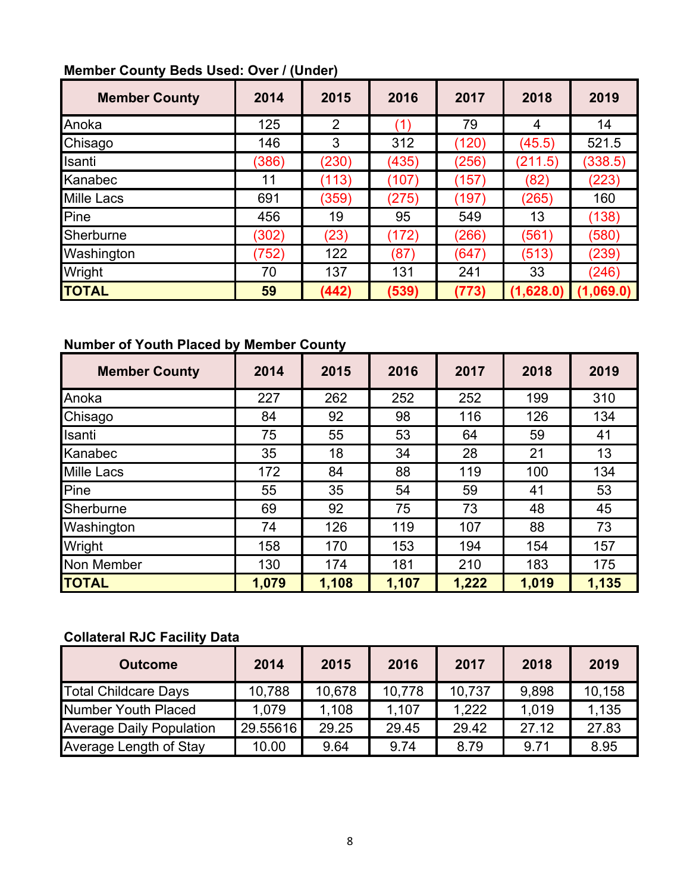**Member County Beds Used: Over / (Under)**

| Member County | 2014 | 2015 | 2016 | 2017 | 2018 | 2019 |
|---|---|---|---|---|---|---|
| Anoka | 125 | 2 | (1) | 79 | 4 | 14 |
| Chisago | 146 | 3 | 312 | (120) | (45.5) | 521.5 |
| Isanti | (386) | (230) | (435) | (256) | (211.5) | (338.5) |
| Kanabec | 11 | (113) | (107) | (157) | (82) | (223) |
| Mille Lacs | 691 | (359) | (275) | (197) | (265) | 160 |
| Pine | 456 | 19 | 95 | 549 | 13 | (138) |
| Sherburne | (302) | (23) | (172) | (266) | (561) | (580) |
| Washington | (752) | 122 | (87) | (647) | (513) | (239) |
| Wright | 70 | 137 | 131 | 241 | 33 | (246) |
| **TOTAL** | **59** | **(442)** | **(539)** | **(773)** | **(1,628.0)** | **(1,069.0)** |

**Number of Youth Placed by Member County**

| Member County | 2014 | 2015 | 2016 | 2017 | 2018 | 2019 |
|---|---|---|---|---|---|---|
| Anoka | 227 | 262 | 252 | 252 | 199 | 310 |
| Chisago | 84 | 92 | 98 | 116 | 126 | 134 |
| Isanti | 75 | 55 | 53 | 64 | 59 | 41 |
| Kanabec | 35 | 18 | 34 | 28 | 21 | 13 |
| Mille Lacs | 172 | 84 | 88 | 119 | 100 | 134 |
| Pine | 55 | 35 | 54 | 59 | 41 | 53 |
| Sherburne | 69 | 92 | 75 | 73 | 48 | 45 |
| Washington | 74 | 126 | 119 | 107 | 88 | 73 |
| Wright | 158 | 170 | 153 | 194 | 154 | 157 |
| Non Member | 130 | 174 | 181 | 210 | 183 | 175 |
| **TOTAL** | **1,079** | **1,108** | **1,107** | **1,222** | **1,019** | **1,135** |

**Collateral RJC Facility Data**

| Outcome | 2014 | 2015 | 2016 | 2017 | 2018 | 2019 |
|---|---|---|---|---|---|---|
| Total Childcare Days | 10,788 | 10,678 | 10,778 | 10,737 | 9,898 | 10,158 |
| Number Youth Placed | 1,079 | 1,108 | 1,107 | 1,222 | 1,019 | 1,135 |
| Average Daily Population | 29.55616 | 29.25 | 29.45 | 29.42 | 27.12 | 27.83 |
| Average Length of Stay | 10.00 | 9.64 | 9.74 | 8.79 | 9.71 | 8.95 |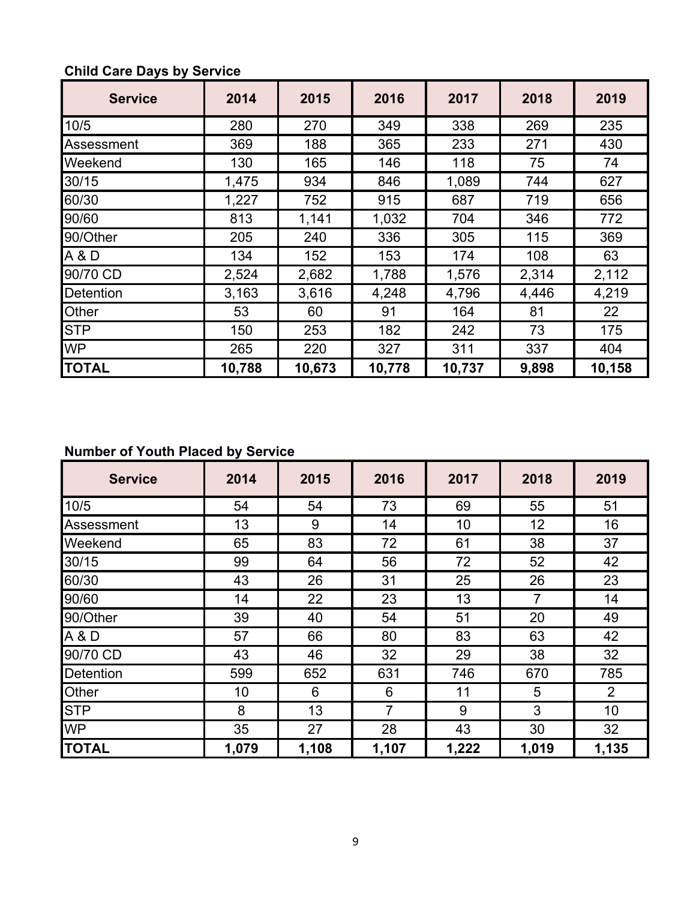**Child Care Days by Service**

| Service | 2014 | 2015 | 2016 | 2017 | 2018 | 2019 |
|---|---|---|---|---|---|---|
| 10/5 | 280 | 270 | 349 | 338 | 269 | 235 |
| Assessment | 369 | 188 | 365 | 233 | 271 | 430 |
| Weekend | 130 | 165 | 146 | 118 | 75 | 74 |
| 30/15 | 1,475 | 934 | 846 | 1,089 | 744 | 627 |
| 60/30 | 1,227 | 752 | 915 | 687 | 719 | 656 |
| 90/60 | 813 | 1,141 | 1,032 | 704 | 346 | 772 |
| 90/Other | 205 | 240 | 336 | 305 | 115 | 369 |
| A & D | 134 | 152 | 153 | 174 | 108 | 63 |
| 90/70 CD | 2,524 | 2,682 | 1,788 | 1,576 | 2,314 | 2,112 |
| Detention | 3,163 | 3,616 | 4,248 | 4,796 | 4,446 | 4,219 |
| Other | 53 | 60 | 91 | 164 | 81 | 22 |
| STP | 150 | 253 | 182 | 242 | 73 | 175 |
| WP | 265 | 220 | 327 | 311 | 337 | 404 |
| **TOTAL** | **10,788** | **10,673** | **10,778** | **10,737** | **9,898** | **10,158** |

**Number of Youth Placed by Service**

| Service | 2014 | 2015 | 2016 | 2017 | 2018 | 2019 |
|---|---|---|---|---|---|---|
| 10/5 | 54 | 54 | 73 | 69 | 55 | 51 |
| Assessment | 13 | 9 | 14 | 10 | 12 | 16 |
| Weekend | 65 | 83 | 72 | 61 | 38 | 37 |
| 30/15 | 99 | 64 | 56 | 72 | 52 | 42 |
| 60/30 | 43 | 26 | 31 | 25 | 26 | 23 |
| 90/60 | 14 | 22 | 23 | 13 | 7 | 14 |
| 90/Other | 39 | 40 | 54 | 51 | 20 | 49 |
| A & D | 57 | 66 | 80 | 83 | 63 | 42 |
| 90/70 CD | 43 | 46 | 32 | 29 | 38 | 32 |
| Detention | 599 | 652 | 631 | 746 | 670 | 785 |
| Other | 10 | 6 | 6 | 11 | 5 | 2 |
| STP | 8 | 13 | 7 | 9 | 3 | 10 |
| WP | 35 | 27 | 28 | 43 | 30 | 32 |
| **TOTAL** | **1,079** | **1,108** | **1,107** | **1,222** | **1,019** | **1,135** |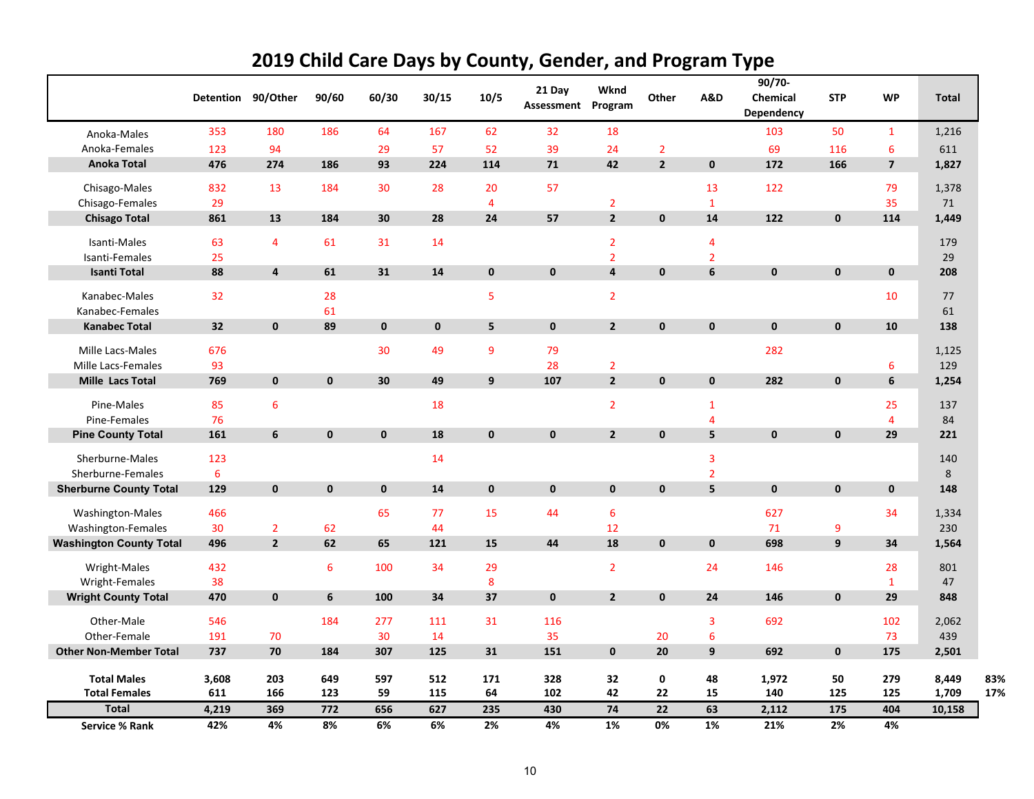# 2019 Child Care Days by County, Gender, and Program Type

| | Detention | 90/Other | 90/60 | 60/30 | 30/15 | 10/5 | 21 Day Assessment | Wknd Program | Other | A&D | 90/70-Chemical Dependency | STP | WP | Total | |
|---|---|---|---|---|---|---|---|---|---|---|---|---|---|---|---|
| Anoka-Males | 353 | 180 | 186 | 64 | 167 | 62 | 32 | 18 | | | 103 | 50 | 1 | 1,216 | |
| Anoka-Females | 123 | 94 | | 29 | 57 | 52 | 39 | 24 | 2 | | 69 | 116 | 6 | 611 | |
| **Anoka Total** | **476** | **274** | **186** | **93** | **224** | **114** | **71** | **42** | **2** | **0** | **172** | **166** | **7** | **1,827** | |
| Chisago-Males | 832 | 13 | 184 | 30 | 28 | 20 | 57 | | | 13 | 122 | | 79 | 1,378 | |
| Chisago-Females | 29 | | | | | 4 | | 2 | | 1 | | | 35 | 71 | |
| **Chisago Total** | **861** | **13** | **184** | **30** | **28** | **24** | **57** | **2** | **0** | **14** | **122** | **0** | **114** | **1,449** | |
| Isanti-Males | 63 | 4 | 61 | 31 | 14 | | | 2 | | 4 | | | | 179 | |
| Isanti-Females | 25 | | | | | | | 2 | | 2 | | | | 29 | |
| **Isanti Total** | **88** | **4** | **61** | **31** | **14** | **0** | **0** | **4** | **0** | **6** | **0** | **0** | **0** | **208** | |
| Kanabec-Males | 32 | | 28 | | | 5 | | 2 | | | | | 10 | 77 | |
| Kanabec-Females | | | 61 | | | | | | | | | | | 61 | |
| **Kanabec Total** | **32** | **0** | **89** | **0** | **0** | **5** | **0** | **2** | **0** | **0** | **0** | **0** | **10** | **138** | |
| Mille Lacs-Males | 676 | | | 30 | 49 | 9 | 79 | | | | 282 | | | 1,125 | |
| Mille Lacs-Females | 93 | | | | | | 28 | 2 | | | | | 6 | 129 | |
| **Mille Lacs Total** | **769** | **0** | **0** | **30** | **49** | **9** | **107** | **2** | **0** | **0** | **282** | **0** | **6** | **1,254** | |
| Pine-Males | 85 | 6 | | | 18 | | | 2 | | 1 | | | 25 | 137 | |
| Pine-Females | 76 | | | | | | | | | 4 | | | 4 | 84 | |
| **Pine County Total** | **161** | **6** | **0** | **0** | **18** | **0** | **0** | **2** | **0** | **5** | **0** | **0** | **29** | **221** | |
| Sherburne-Males | 123 | | | | 14 | | | | | 3 | | | | 140 | |
| Sherburne-Females | 6 | | | | | | | | | 2 | | | | 8 | |
| **Sherburne County Total** | **129** | **0** | **0** | **0** | **14** | **0** | **0** | **0** | **0** | **5** | **0** | **0** | **0** | **148** | |
| Washington-Males | 466 | | | 65 | 77 | 15 | 44 | 6 | | | 627 | | 34 | 1,334 | |
| Washington-Females | 30 | 2 | 62 | | 44 | | | 12 | | | 71 | 9 | | 230 | |
| **Washington County Total** | **496** | **2** | **62** | **65** | **121** | **15** | **44** | **18** | **0** | **0** | **698** | **9** | **34** | **1,564** | |
| Wright-Males | 432 | | 6 | 100 | 34 | 29 | | 2 | | 24 | 146 | | 28 | 801 | |
| Wright-Females | 38 | | | | | 8 | | | | | | | 1 | 47 | |
| **Wright County Total** | **470** | **0** | **6** | **100** | **34** | **37** | **0** | **2** | **0** | **24** | **146** | **0** | **29** | **848** | |
| Other-Male | 546 | | 184 | 277 | 111 | 31 | 116 | | | 3 | 692 | | 102 | 2,062 | |
| Other-Female | 191 | 70 | | 30 | 14 | | 35 | | 20 | 6 | | | 73 | 439 | |
| **Other Non-Member Total** | **737** | **70** | **184** | **307** | **125** | **31** | **151** | **0** | **20** | **9** | **692** | **0** | **175** | **2,501** | |
| **Total Males** | **3,608** | **203** | **649** | **597** | **512** | **171** | **328** | **32** | **0** | **48** | **1,972** | **50** | **279** | **8,449** | **83%** |
| **Total Females** | **611** | **166** | **123** | **59** | **115** | **64** | **102** | **42** | **22** | **15** | **140** | **125** | **125** | **1,709** | **17%** |
| **Total** | **4,219** | **369** | **772** | **656** | **627** | **235** | **430** | **74** | **22** | **63** | **2,112** | **175** | **404** | **10,158** | |
| **Service % Rank** | **42%** | **4%** | **8%** | **6%** | **6%** | **2%** | **4%** | **1%** | **0%** | **1%** | **21%** | **2%** | **4%** | | |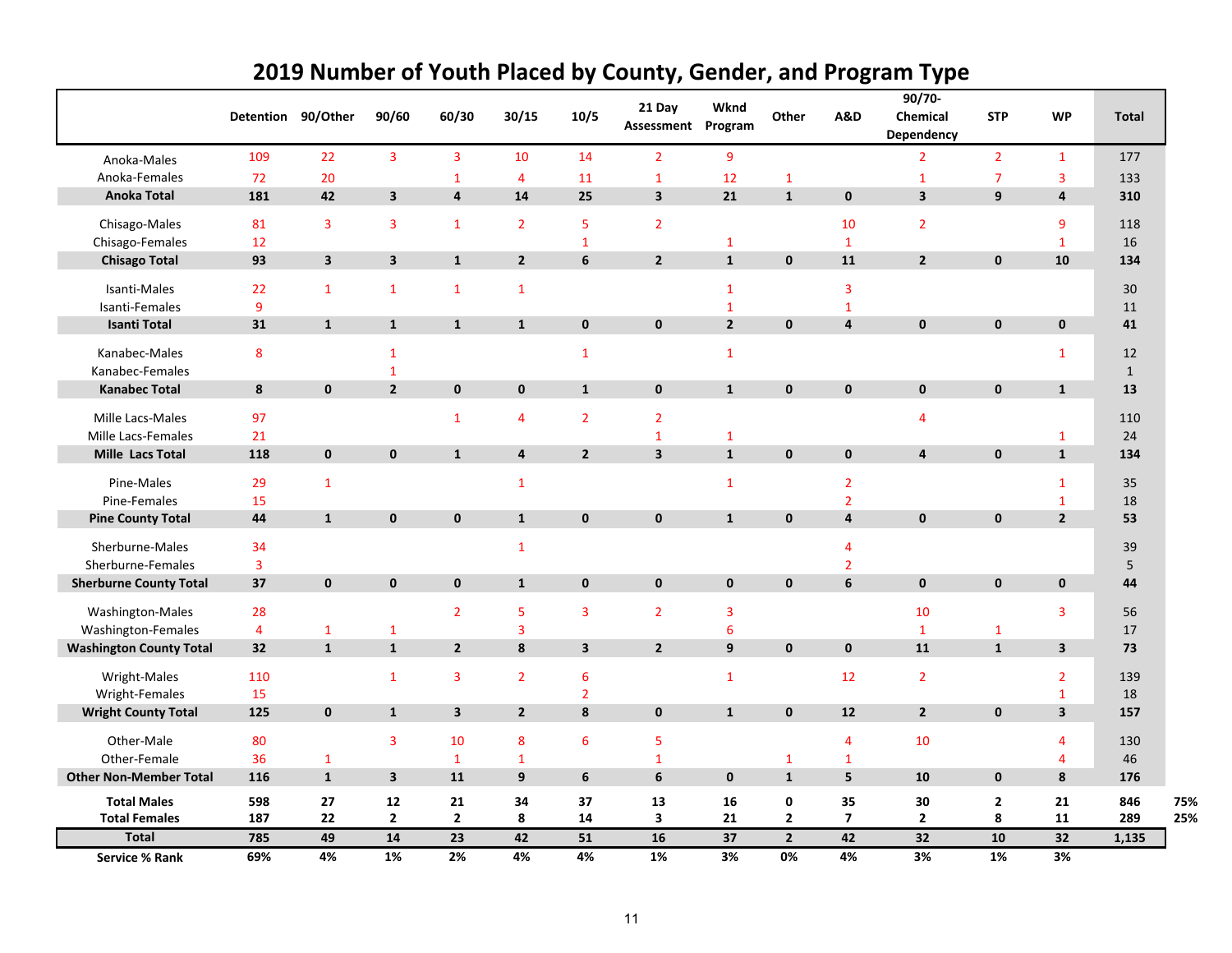# 2019 Number of Youth Placed by County, Gender, and Program Type

| | Detention | 90/Other | 90/60 | 60/30 | 30/15 | 10/5 | 21 Day Assessment | Wknd Program | Other | A&D | 90/70-Chemical Dependency | STP | WP | Total | |
|---|---|---|---|---|---|---|---|---|---|---|---|---|---|---|---|
| Anoka-Males | 109 | 22 | 3 | 3 | 10 | 14 | 2 | 9 | | | 2 | 2 | 1 | 177 | |
| Anoka-Females | 72 | 20 | | 1 | 4 | 11 | 1 | 12 | 1 | | 1 | 7 | 3 | 133 | |
| **Anoka Total** | **181** | **42** | **3** | **4** | **14** | **25** | **3** | **21** | **1** | **0** | **3** | **9** | **4** | **310** | |
| Chisago-Males | 81 | 3 | 3 | 1 | 2 | 5 | 2 | | | 10 | 2 | | 9 | 118 | |
| Chisago-Females | 12 | | | | | 1 | | 1 | | 1 | | | 1 | 16 | |
| **Chisago Total** | **93** | **3** | **3** | **1** | **2** | **6** | **2** | **1** | **0** | **11** | **2** | **0** | **10** | **134** | |
| Isanti-Males | 22 | 1 | 1 | 1 | 1 | | | 1 | | 3 | | | | 30 | |
| Isanti-Females | 9 | | | | | | | 1 | | 1 | | | | 11 | |
| **Isanti Total** | **31** | **1** | **1** | **1** | **1** | **0** | **0** | **2** | **0** | **4** | **0** | **0** | **0** | **41** | |
| Kanabec-Males | 8 | | 1 | | | 1 | | 1 | | | | | 1 | 12 | |
| Kanabec-Females | | | 1 | | | | | | | | | | | 1 | |
| **Kanabec Total** | **8** | **0** | **2** | **0** | **0** | **1** | **0** | **1** | **0** | **0** | **0** | **0** | **1** | **13** | |
| Mille Lacs-Males | 97 | | | 1 | 4 | 2 | 2 | | | | 4 | | | 110 | |
| Mille Lacs-Females | 21 | | | | | | 1 | 1 | | | | | 1 | 24 | |
| **Mille Lacs Total** | **118** | **0** | **0** | **1** | **4** | **2** | **3** | **1** | **0** | **0** | **4** | **0** | **1** | **134** | |
| Pine-Males | 29 | 1 | | | 1 | | | 1 | | 2 | | | 1 | 35 | |
| Pine-Females | 15 | | | | | | | | | 2 | | | 1 | 18 | |
| **Pine County Total** | **44** | **1** | **0** | **0** | **1** | **0** | **0** | **1** | **0** | **4** | **0** | **0** | **2** | **53** | |
| Sherburne-Males | 34 | | | | 1 | | | | | 4 | | | | 39 | |
| Sherburne-Females | 3 | | | | | | | | | 2 | | | | 5 | |
| **Sherburne County Total** | **37** | **0** | **0** | **0** | **1** | **0** | **0** | **0** | **0** | **6** | **0** | **0** | **0** | **44** | |
| Washington-Males | 28 | | | 2 | 5 | 3 | 2 | 3 | | | 10 | | 3 | 56 | |
| Washington-Females | 4 | 1 | 1 | | 3 | | | 6 | | | 1 | 1 | | 17 | |
| **Washington County Total** | **32** | **1** | **1** | **2** | **8** | **3** | **2** | **9** | **0** | **0** | **11** | **1** | **3** | **73** | |
| Wright-Males | 110 | | 1 | 3 | 2 | 6 | | 1 | | 12 | 2 | | 2 | 139 | |
| Wright-Females | 15 | | | | | 2 | | | | | | | 1 | 18 | |
| **Wright County Total** | **125** | **0** | **1** | **3** | **2** | **8** | **0** | **1** | **0** | **12** | **2** | **0** | **3** | **157** | |
| Other-Male | 80 | | 3 | 10 | 8 | 6 | 5 | | | 4 | 10 | | 4 | 130 | |
| Other-Female | 36 | 1 | | 1 | 1 | | 1 | | 1 | 1 | | | 4 | 46 | |
| **Other Non-Member Total** | **116** | **1** | **3** | **11** | **9** | **6** | **6** | **0** | **1** | **5** | **10** | **0** | **8** | **176** | |
| **Total Males** | **598** | **27** | **12** | **21** | **34** | **37** | **13** | **16** | **0** | **35** | **30** | **2** | **21** | **846** | **75%** |
| **Total Females** | **187** | **22** | **2** | **2** | **8** | **14** | **3** | **21** | **2** | **7** | **2** | **8** | **11** | **289** | **25%** |
| **Total** | **785** | **49** | **14** | **23** | **42** | **51** | **16** | **37** | **2** | **42** | **32** | **10** | **32** | **1,135** | |
| **Service % Rank** | **69%** | **4%** | **1%** | **2%** | **4%** | **4%** | **1%** | **3%** | **0%** | **4%** | **3%** | **1%** | **3%** | | |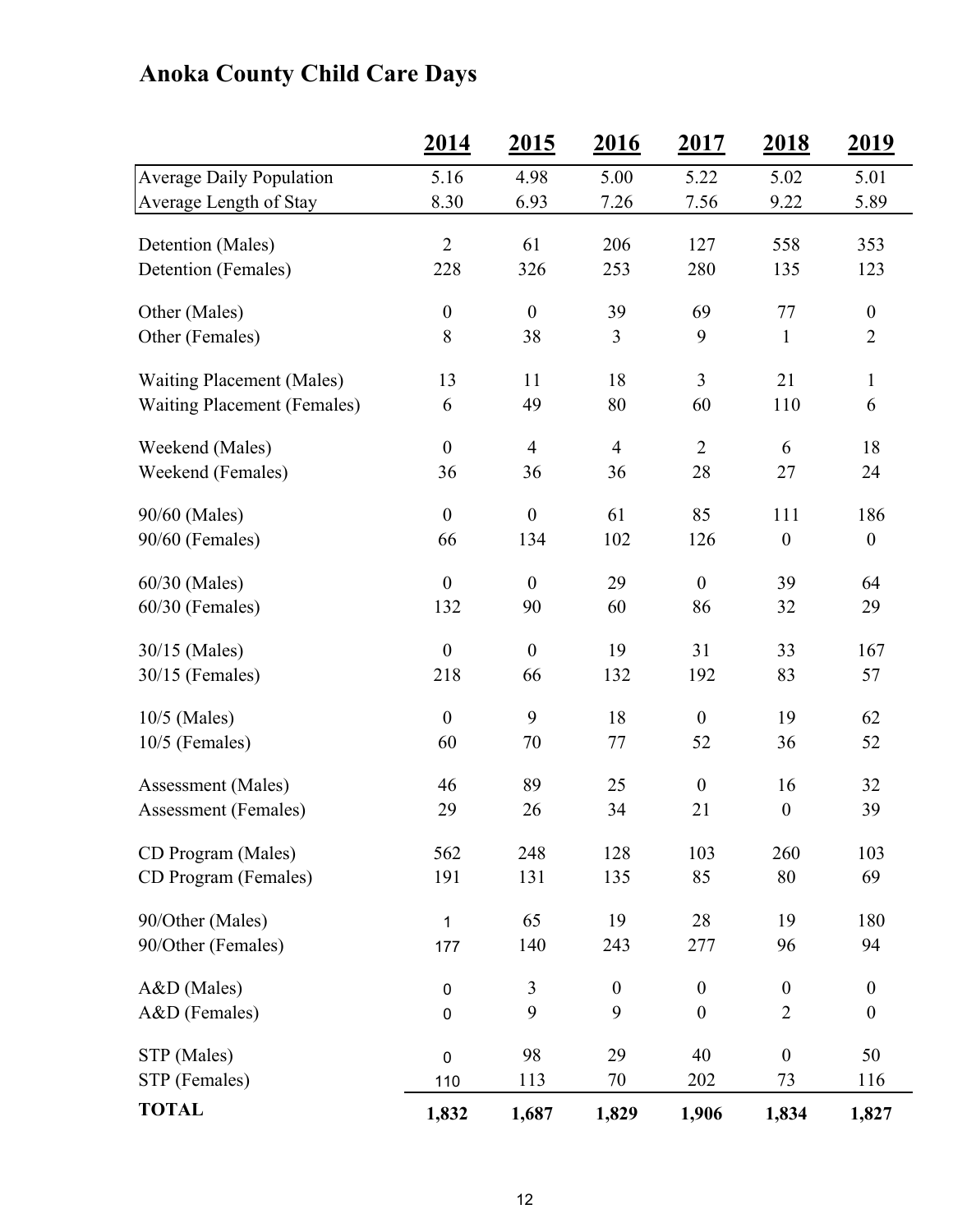## Anoka County Child Care Days

| | 2014 | 2015 | 2016 | 2017 | 2018 | 2019 |
|---|---|---|---|---|---|---|
| Average Daily Population | 5.16 | 4.98 | 5.00 | 5.22 | 5.02 | 5.01 |
| Average Length of Stay | 8.30 | 6.93 | 7.26 | 7.56 | 9.22 | 5.89 |
| Detention (Males) | 2 | 61 | 206 | 127 | 558 | 353 |
| Detention (Females) | 228 | 326 | 253 | 280 | 135 | 123 |
| Other (Males) | 0 | 0 | 39 | 69 | 77 | 0 |
| Other (Females) | 8 | 38 | 3 | 9 | 1 | 2 |
| Waiting Placement (Males) | 13 | 11 | 18 | 3 | 21 | 1 |
| Waiting Placement (Females) | 6 | 49 | 80 | 60 | 110 | 6 |
| Weekend (Males) | 0 | 4 | 4 | 2 | 6 | 18 |
| Weekend (Females) | 36 | 36 | 36 | 28 | 27 | 24 |
| 90/60 (Males) | 0 | 0 | 61 | 85 | 111 | 186 |
| 90/60 (Females) | 66 | 134 | 102 | 126 | 0 | 0 |
| 60/30 (Males) | 0 | 0 | 29 | 0 | 39 | 64 |
| 60/30 (Females) | 132 | 90 | 60 | 86 | 32 | 29 |
| 30/15 (Males) | 0 | 0 | 19 | 31 | 33 | 167 |
| 30/15 (Females) | 218 | 66 | 132 | 192 | 83 | 57 |
| 10/5 (Males) | 0 | 9 | 18 | 0 | 19 | 62 |
| 10/5 (Females) | 60 | 70 | 77 | 52 | 36 | 52 |
| Assessment (Males) | 46 | 89 | 25 | 0 | 16 | 32 |
| Assessment (Females) | 29 | 26 | 34 | 21 | 0 | 39 |
| CD Program (Males) | 562 | 248 | 128 | 103 | 260 | 103 |
| CD Program (Females) | 191 | 131 | 135 | 85 | 80 | 69 |
| 90/Other (Males) | 1 | 65 | 19 | 28 | 19 | 180 |
| 90/Other (Females) | 177 | 140 | 243 | 277 | 96 | 94 |
| A&D (Males) | 0 | 3 | 0 | 0 | 0 | 0 |
| A&D (Females) | 0 | 9 | 9 | 0 | 2 | 0 |
| STP (Males) | 0 | 98 | 29 | 40 | 0 | 50 |
| STP (Females) | 110 | 113 | 70 | 202 | 73 | 116 |
| **TOTAL** | **1,832** | **1,687** | **1,829** | **1,906** | **1,834** | **1,827** |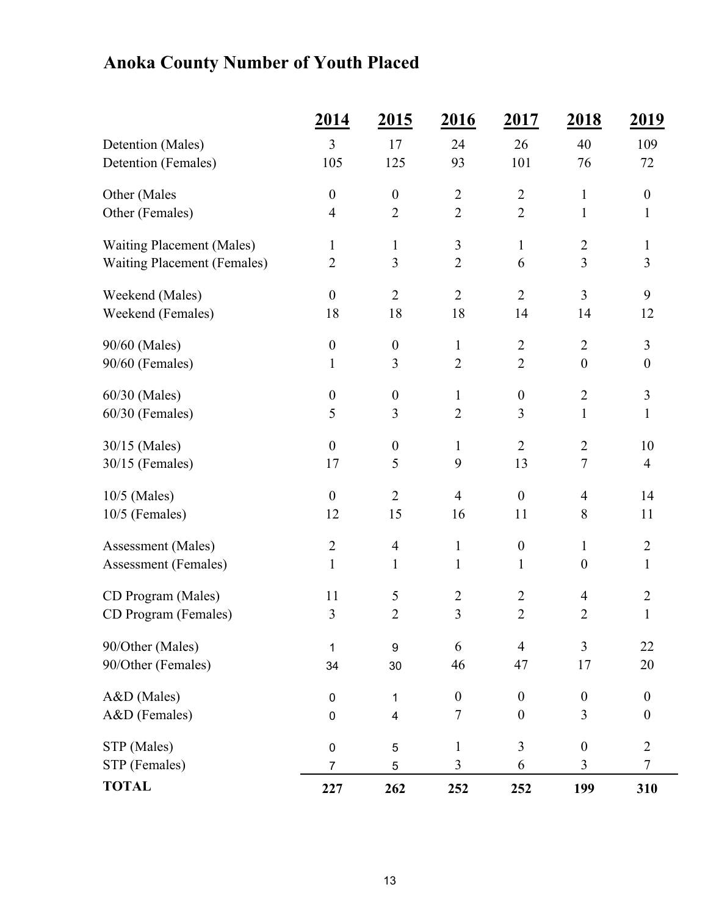# Anoka County Number of Youth Placed

| | 2014 | 2015 | 2016 | 2017 | 2018 | 2019 |
|---|---|---|---|---|---|---|
| Detention (Males) | 3 | 17 | 24 | 26 | 40 | 109 |
| Detention (Females) | 105 | 125 | 93 | 101 | 76 | 72 |
| Other (Males | 0 | 0 | 2 | 2 | 1 | 0 |
| Other (Females) | 4 | 2 | 2 | 2 | 1 | 1 |
| Waiting Placement (Males) | 1 | 1 | 3 | 1 | 2 | 1 |
| Waiting Placement (Females) | 2 | 3 | 2 | 6 | 3 | 3 |
| Weekend (Males) | 0 | 2 | 2 | 2 | 3 | 9 |
| Weekend (Females) | 18 | 18 | 18 | 14 | 14 | 12 |
| 90/60 (Males) | 0 | 0 | 1 | 2 | 2 | 3 |
| 90/60 (Females) | 1 | 3 | 2 | 2 | 0 | 0 |
| 60/30 (Males) | 0 | 0 | 1 | 0 | 2 | 3 |
| 60/30 (Females) | 5 | 3 | 2 | 3 | 1 | 1 |
| 30/15 (Males) | 0 | 0 | 1 | 2 | 2 | 10 |
| 30/15 (Females) | 17 | 5 | 9 | 13 | 7 | 4 |
| 10/5 (Males) | 0 | 2 | 4 | 0 | 4 | 14 |
| 10/5 (Females) | 12 | 15 | 16 | 11 | 8 | 11 |
| Assessment (Males) | 2 | 4 | 1 | 0 | 1 | 2 |
| Assessment (Females) | 1 | 1 | 1 | 1 | 0 | 1 |
| CD Program (Males) | 11 | 5 | 2 | 2 | 4 | 2 |
| CD Program (Females) | 3 | 2 | 3 | 2 | 2 | 1 |
| 90/Other (Males) | 1 | 9 | 6 | 4 | 3 | 22 |
| 90/Other (Females) | 34 | 30 | 46 | 47 | 17 | 20 |
| A&D (Males) | 0 | 1 | 0 | 0 | 0 | 0 |
| A&D (Females) | 0 | 4 | 7 | 0 | 3 | 0 |
| STP (Males) | 0 | 5 | 1 | 3 | 0 | 2 |
| STP (Females) | 7 | 5 | 3 | 6 | 3 | 7 |
| **TOTAL** | **227** | **262** | **252** | **252** | **199** | **310** |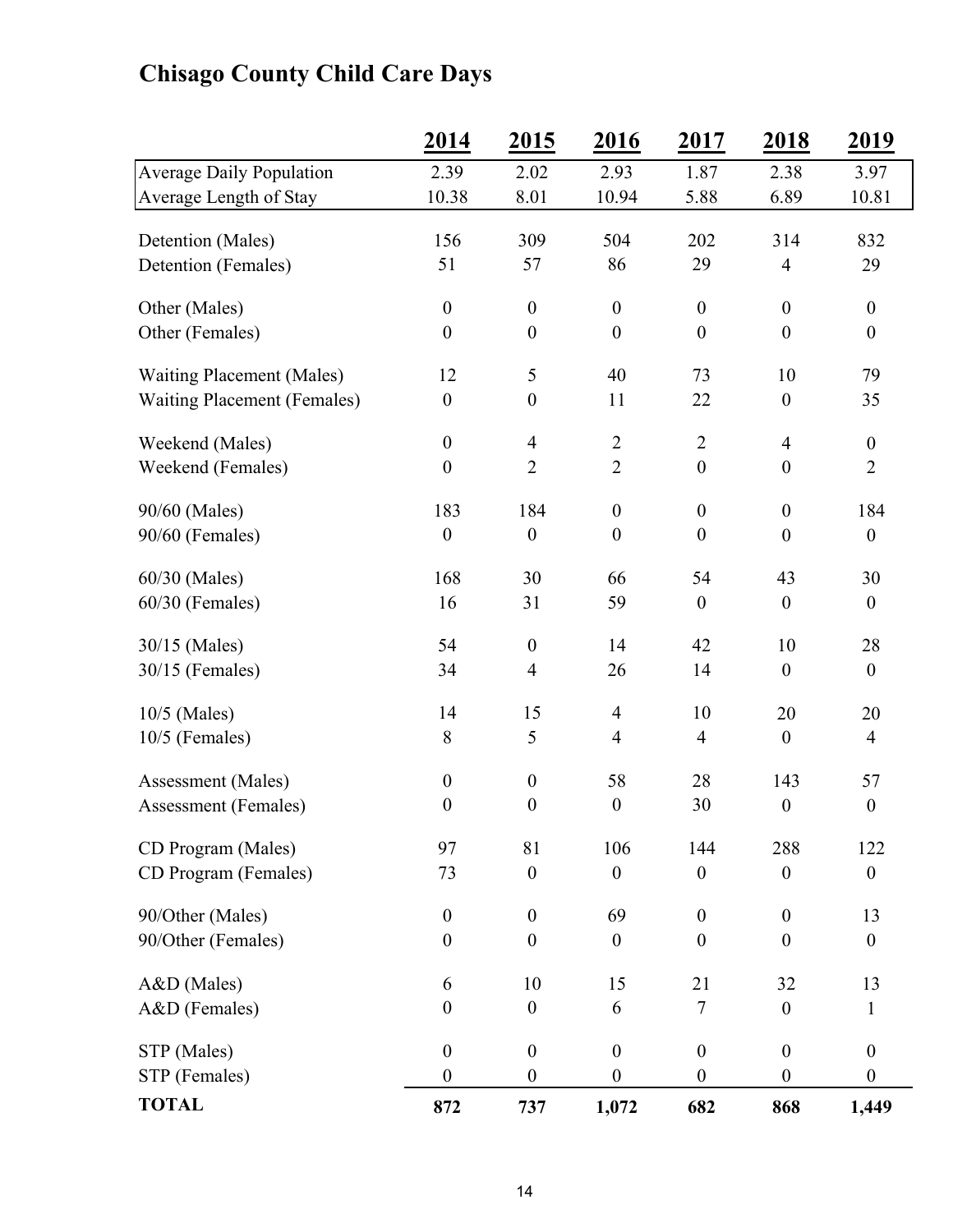# Chisago County Child Care Days

| | 2014 | 2015 | 2016 | 2017 | 2018 | 2019 |
|---|---|---|---|---|---|---|
| Average Daily Population | 2.39 | 2.02 | 2.93 | 1.87 | 2.38 | 3.97 |
| Average Length of Stay | 10.38 | 8.01 | 10.94 | 5.88 | 6.89 | 10.81 |
| Detention (Males) | 156 | 309 | 504 | 202 | 314 | 832 |
| Detention (Females) | 51 | 57 | 86 | 29 | 4 | 29 |
| Other (Males) | 0 | 0 | 0 | 0 | 0 | 0 |
| Other (Females) | 0 | 0 | 0 | 0 | 0 | 0 |
| Waiting Placement (Males) | 12 | 5 | 40 | 73 | 10 | 79 |
| Waiting Placement (Females) | 0 | 0 | 11 | 22 | 0 | 35 |
| Weekend (Males) | 0 | 4 | 2 | 2 | 4 | 0 |
| Weekend (Females) | 0 | 2 | 2 | 0 | 0 | 2 |
| 90/60 (Males) | 183 | 184 | 0 | 0 | 0 | 184 |
| 90/60 (Females) | 0 | 0 | 0 | 0 | 0 | 0 |
| 60/30 (Males) | 168 | 30 | 66 | 54 | 43 | 30 |
| 60/30 (Females) | 16 | 31 | 59 | 0 | 0 | 0 |
| 30/15 (Males) | 54 | 0 | 14 | 42 | 10 | 28 |
| 30/15 (Females) | 34 | 4 | 26 | 14 | 0 | 0 |
| 10/5 (Males) | 14 | 15 | 4 | 10 | 20 | 20 |
| 10/5 (Females) | 8 | 5 | 4 | 4 | 0 | 4 |
| Assessment (Males) | 0 | 0 | 58 | 28 | 143 | 57 |
| Assessment (Females) | 0 | 0 | 0 | 30 | 0 | 0 |
| CD Program (Males) | 97 | 81 | 106 | 144 | 288 | 122 |
| CD Program (Females) | 73 | 0 | 0 | 0 | 0 | 0 |
| 90/Other (Males) | 0 | 0 | 69 | 0 | 0 | 13 |
| 90/Other (Females) | 0 | 0 | 0 | 0 | 0 | 0 |
| A&D (Males) | 6 | 10 | 15 | 21 | 32 | 13 |
| A&D (Females) | 0 | 0 | 6 | 7 | 0 | 1 |
| STP (Males) | 0 | 0 | 0 | 0 | 0 | 0 |
| STP (Females) | 0 | 0 | 0 | 0 | 0 | 0 |
| **TOTAL** | **872** | **737** | **1,072** | **682** | **868** | **1,449** |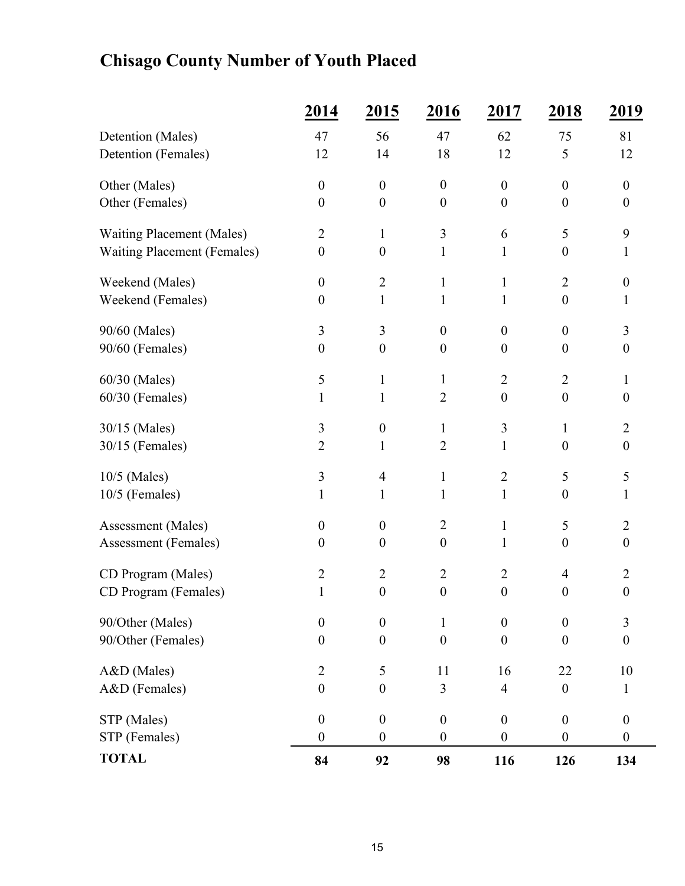# Chisago County Number of Youth Placed

| | 2014 | 2015 | 2016 | 2017 | 2018 | 2019 |
|---|---|---|---|---|---|---|
| Detention (Males) | 47 | 56 | 47 | 62 | 75 | 81 |
| Detention (Females) | 12 | 14 | 18 | 12 | 5 | 12 |
| Other (Males) | 0 | 0 | 0 | 0 | 0 | 0 |
| Other (Females) | 0 | 0 | 0 | 0 | 0 | 0 |
| Waiting Placement (Males) | 2 | 1 | 3 | 6 | 5 | 9 |
| Waiting Placement (Females) | 0 | 0 | 1 | 1 | 0 | 1 |
| Weekend (Males) | 0 | 2 | 1 | 1 | 2 | 0 |
| Weekend (Females) | 0 | 1 | 1 | 1 | 0 | 1 |
| 90/60 (Males) | 3 | 3 | 0 | 0 | 0 | 3 |
| 90/60 (Females) | 0 | 0 | 0 | 0 | 0 | 0 |
| 60/30 (Males) | 5 | 1 | 1 | 2 | 2 | 1 |
| 60/30 (Females) | 1 | 1 | 2 | 0 | 0 | 0 |
| 30/15 (Males) | 3 | 0 | 1 | 3 | 1 | 2 |
| 30/15 (Females) | 2 | 1 | 2 | 1 | 0 | 0 |
| 10/5 (Males) | 3 | 4 | 1 | 2 | 5 | 5 |
| 10/5 (Females) | 1 | 1 | 1 | 1 | 0 | 1 |
| Assessment (Males) | 0 | 0 | 2 | 1 | 5 | 2 |
| Assessment (Females) | 0 | 0 | 0 | 1 | 0 | 0 |
| CD Program (Males) | 2 | 2 | 2 | 2 | 4 | 2 |
| CD Program (Females) | 1 | 0 | 0 | 0 | 0 | 0 |
| 90/Other (Males) | 0 | 0 | 1 | 0 | 0 | 3 |
| 90/Other (Females) | 0 | 0 | 0 | 0 | 0 | 0 |
| A&D (Males) | 2 | 5 | 11 | 16 | 22 | 10 |
| A&D (Females) | 0 | 0 | 3 | 4 | 0 | 1 |
| STP (Males) | 0 | 0 | 0 | 0 | 0 | 0 |
| STP (Females) | 0 | 0 | 0 | 0 | 0 | 0 |
| **TOTAL** | **84** | **92** | **98** | **116** | **126** | **134** |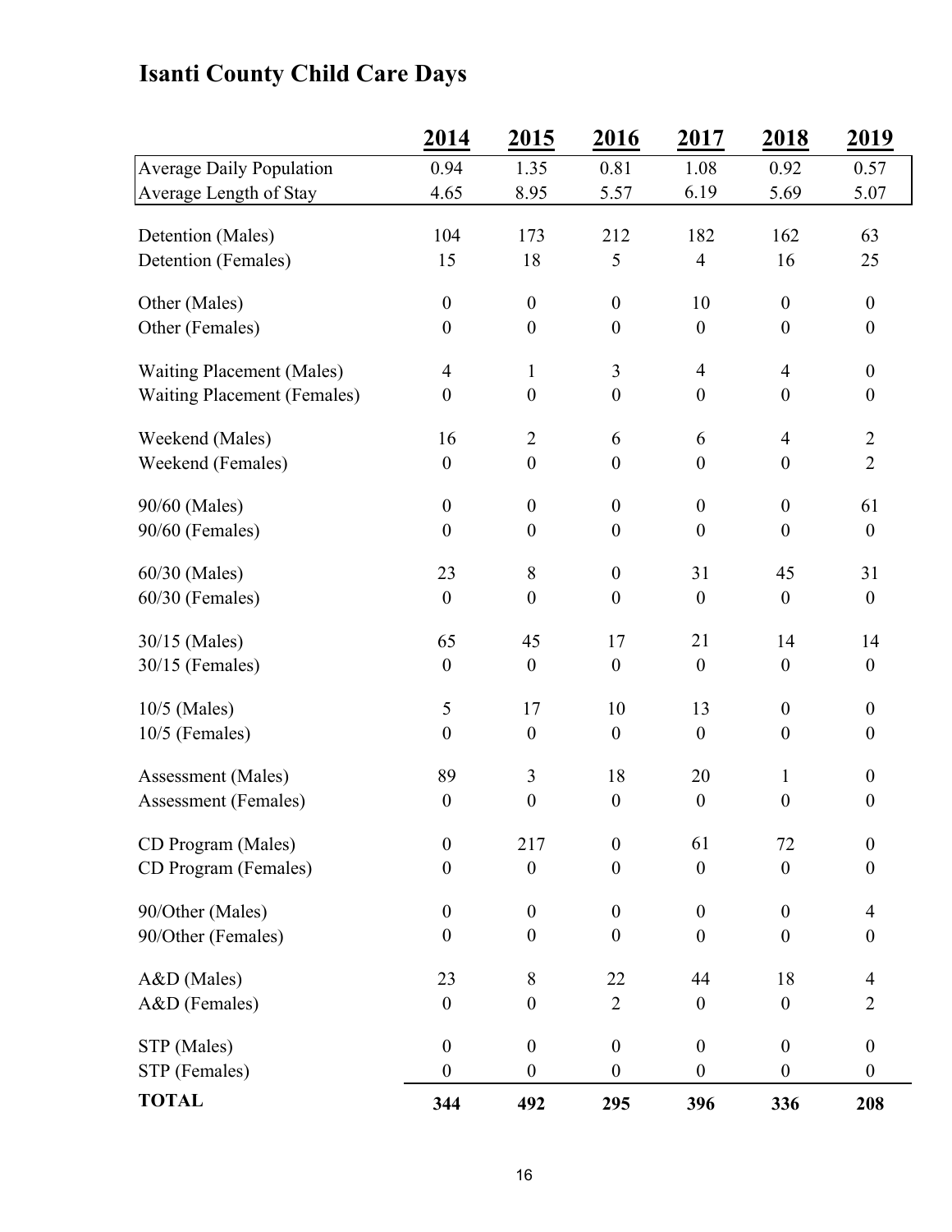# Isanti County Child Care Days

| | 2014 | 2015 | 2016 | 2017 | 2018 | 2019 |
|---|---|---|---|---|---|---|
| Average Daily Population | 0.94 | 1.35 | 0.81 | 1.08 | 0.92 | 0.57 |
| Average Length of Stay | 4.65 | 8.95 | 5.57 | 6.19 | 5.69 | 5.07 |
| Detention (Males) | 104 | 173 | 212 | 182 | 162 | 63 |
| Detention (Females) | 15 | 18 | 5 | 4 | 16 | 25 |
| Other (Males) | 0 | 0 | 0 | 10 | 0 | 0 |
| Other (Females) | 0 | 0 | 0 | 0 | 0 | 0 |
| Waiting Placement (Males) | 4 | 1 | 3 | 4 | 4 | 0 |
| Waiting Placement (Females) | 0 | 0 | 0 | 0 | 0 | 0 |
| Weekend (Males) | 16 | 2 | 6 | 6 | 4 | 2 |
| Weekend (Females) | 0 | 0 | 0 | 0 | 0 | 2 |
| 90/60 (Males) | 0 | 0 | 0 | 0 | 0 | 61 |
| 90/60 (Females) | 0 | 0 | 0 | 0 | 0 | 0 |
| 60/30 (Males) | 23 | 8 | 0 | 31 | 45 | 31 |
| 60/30 (Females) | 0 | 0 | 0 | 0 | 0 | 0 |
| 30/15 (Males) | 65 | 45 | 17 | 21 | 14 | 14 |
| 30/15 (Females) | 0 | 0 | 0 | 0 | 0 | 0 |
| 10/5 (Males) | 5 | 17 | 10 | 13 | 0 | 0 |
| 10/5 (Females) | 0 | 0 | 0 | 0 | 0 | 0 |
| Assessment (Males) | 89 | 3 | 18 | 20 | 1 | 0 |
| Assessment (Females) | 0 | 0 | 0 | 0 | 0 | 0 |
| CD Program (Males) | 0 | 217 | 0 | 61 | 72 | 0 |
| CD Program (Females) | 0 | 0 | 0 | 0 | 0 | 0 |
| 90/Other (Males) | 0 | 0 | 0 | 0 | 0 | 4 |
| 90/Other (Females) | 0 | 0 | 0 | 0 | 0 | 0 |
| A&D (Males) | 23 | 8 | 22 | 44 | 18 | 4 |
| A&D (Females) | 0 | 0 | 2 | 0 | 0 | 2 |
| STP (Males) | 0 | 0 | 0 | 0 | 0 | 0 |
| STP (Females) | 0 | 0 | 0 | 0 | 0 | 0 |
| **TOTAL** | **344** | **492** | **295** | **396** | **336** | **208** |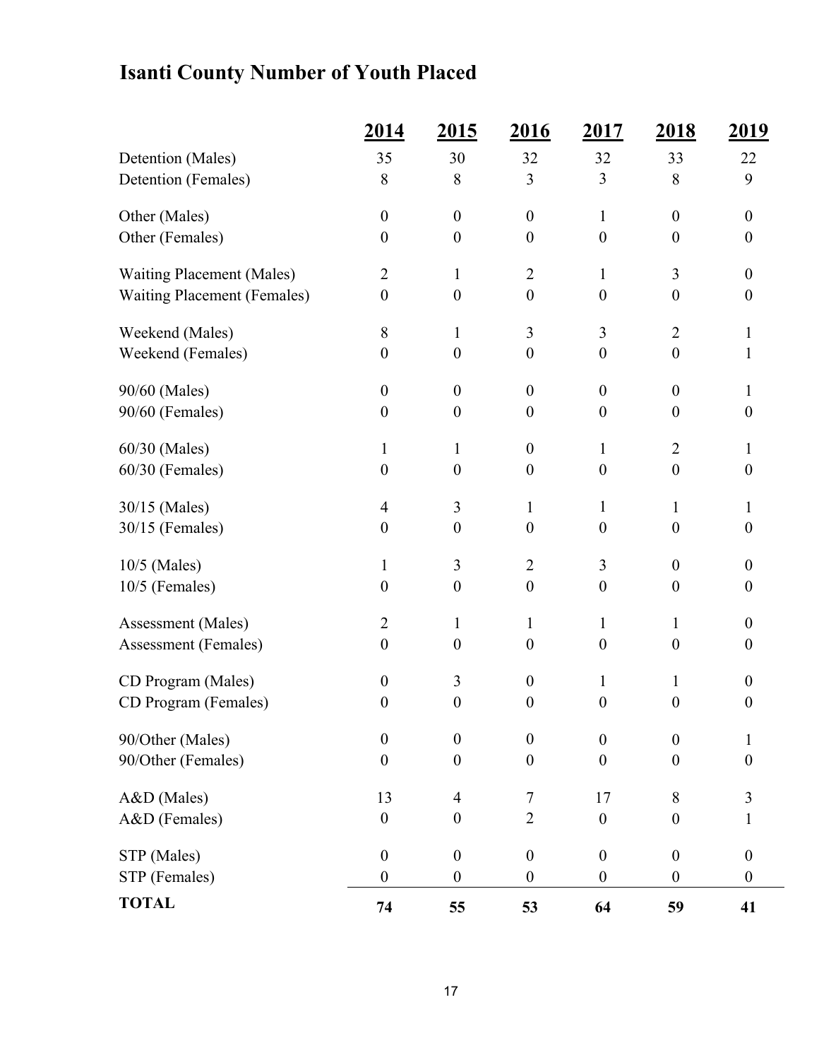# Isanti County Number of Youth Placed

| | 2014 | 2015 | 2016 | 2017 | 2018 | 2019 |
|---|---|---|---|---|---|---|
| Detention (Males) | 35 | 30 | 32 | 32 | 33 | 22 |
| Detention (Females) | 8 | 8 | 3 | 3 | 8 | 9 |
| Other (Males) | 0 | 0 | 0 | 1 | 0 | 0 |
| Other (Females) | 0 | 0 | 0 | 0 | 0 | 0 |
| Waiting Placement (Males) | 2 | 1 | 2 | 1 | 3 | 0 |
| Waiting Placement (Females) | 0 | 0 | 0 | 0 | 0 | 0 |
| Weekend (Males) | 8 | 1 | 3 | 3 | 2 | 1 |
| Weekend (Females) | 0 | 0 | 0 | 0 | 0 | 1 |
| 90/60 (Males) | 0 | 0 | 0 | 0 | 0 | 1 |
| 90/60 (Females) | 0 | 0 | 0 | 0 | 0 | 0 |
| 60/30 (Males) | 1 | 1 | 0 | 1 | 2 | 1 |
| 60/30 (Females) | 0 | 0 | 0 | 0 | 0 | 0 |
| 30/15 (Males) | 4 | 3 | 1 | 1 | 1 | 1 |
| 30/15 (Females) | 0 | 0 | 0 | 0 | 0 | 0 |
| 10/5 (Males) | 1 | 3 | 2 | 3 | 0 | 0 |
| 10/5 (Females) | 0 | 0 | 0 | 0 | 0 | 0 |
| Assessment (Males) | 2 | 1 | 1 | 1 | 1 | 0 |
| Assessment (Females) | 0 | 0 | 0 | 0 | 0 | 0 |
| CD Program (Males) | 0 | 3 | 0 | 1 | 1 | 0 |
| CD Program (Females) | 0 | 0 | 0 | 0 | 0 | 0 |
| 90/Other (Males) | 0 | 0 | 0 | 0 | 0 | 1 |
| 90/Other (Females) | 0 | 0 | 0 | 0 | 0 | 0 |
| A&D (Males) | 13 | 4 | 7 | 17 | 8 | 3 |
| A&D (Females) | 0 | 0 | 2 | 0 | 0 | 1 |
| STP (Males) | 0 | 0 | 0 | 0 | 0 | 0 |
| STP (Females) | 0 | 0 | 0 | 0 | 0 | 0 |
| **TOTAL** | **74** | **55** | **53** | **64** | **59** | **41** |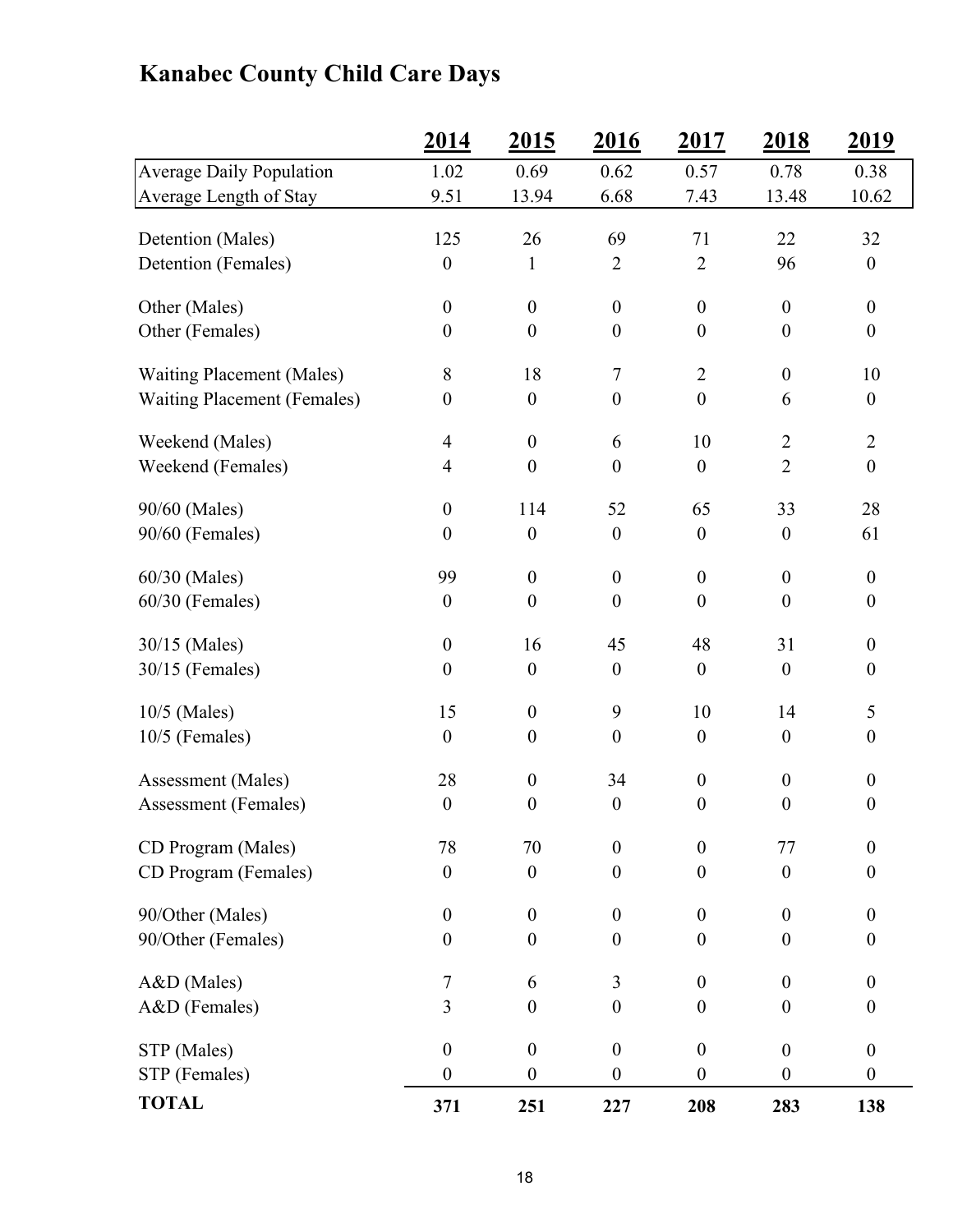# Kanabec County Child Care Days

| | 2014 | 2015 | 2016 | 2017 | 2018 | 2019 |
|---|---|---|---|---|---|---|
| Average Daily Population | 1.02 | 0.69 | 0.62 | 0.57 | 0.78 | 0.38 |
| Average Length of Stay | 9.51 | 13.94 | 6.68 | 7.43 | 13.48 | 10.62 |
| Detention (Males) | 125 | 26 | 69 | 71 | 22 | 32 |
| Detention (Females) | 0 | 1 | 2 | 2 | 96 | 0 |
| Other (Males) | 0 | 0 | 0 | 0 | 0 | 0 |
| Other (Females) | 0 | 0 | 0 | 0 | 0 | 0 |
| Waiting Placement (Males) | 8 | 18 | 7 | 2 | 0 | 10 |
| Waiting Placement (Females) | 0 | 0 | 0 | 0 | 6 | 0 |
| Weekend (Males) | 4 | 0 | 6 | 10 | 2 | 2 |
| Weekend (Females) | 4 | 0 | 0 | 0 | 2 | 0 |
| 90/60 (Males) | 0 | 114 | 52 | 65 | 33 | 28 |
| 90/60 (Females) | 0 | 0 | 0 | 0 | 0 | 61 |
| 60/30 (Males) | 99 | 0 | 0 | 0 | 0 | 0 |
| 60/30 (Females) | 0 | 0 | 0 | 0 | 0 | 0 |
| 30/15 (Males) | 0 | 16 | 45 | 48 | 31 | 0 |
| 30/15 (Females) | 0 | 0 | 0 | 0 | 0 | 0 |
| 10/5 (Males) | 15 | 0 | 9 | 10 | 14 | 5 |
| 10/5 (Females) | 0 | 0 | 0 | 0 | 0 | 0 |
| Assessment (Males) | 28 | 0 | 34 | 0 | 0 | 0 |
| Assessment (Females) | 0 | 0 | 0 | 0 | 0 | 0 |
| CD Program (Males) | 78 | 70 | 0 | 0 | 77 | 0 |
| CD Program (Females) | 0 | 0 | 0 | 0 | 0 | 0 |
| 90/Other (Males) | 0 | 0 | 0 | 0 | 0 | 0 |
| 90/Other (Females) | 0 | 0 | 0 | 0 | 0 | 0 |
| A&D (Males) | 7 | 6 | 3 | 0 | 0 | 0 |
| A&D (Females) | 3 | 0 | 0 | 0 | 0 | 0 |
| STP (Males) | 0 | 0 | 0 | 0 | 0 | 0 |
| STP (Females) | 0 | 0 | 0 | 0 | 0 | 0 |
| **TOTAL** | **371** | **251** | **227** | **208** | **283** | **138** |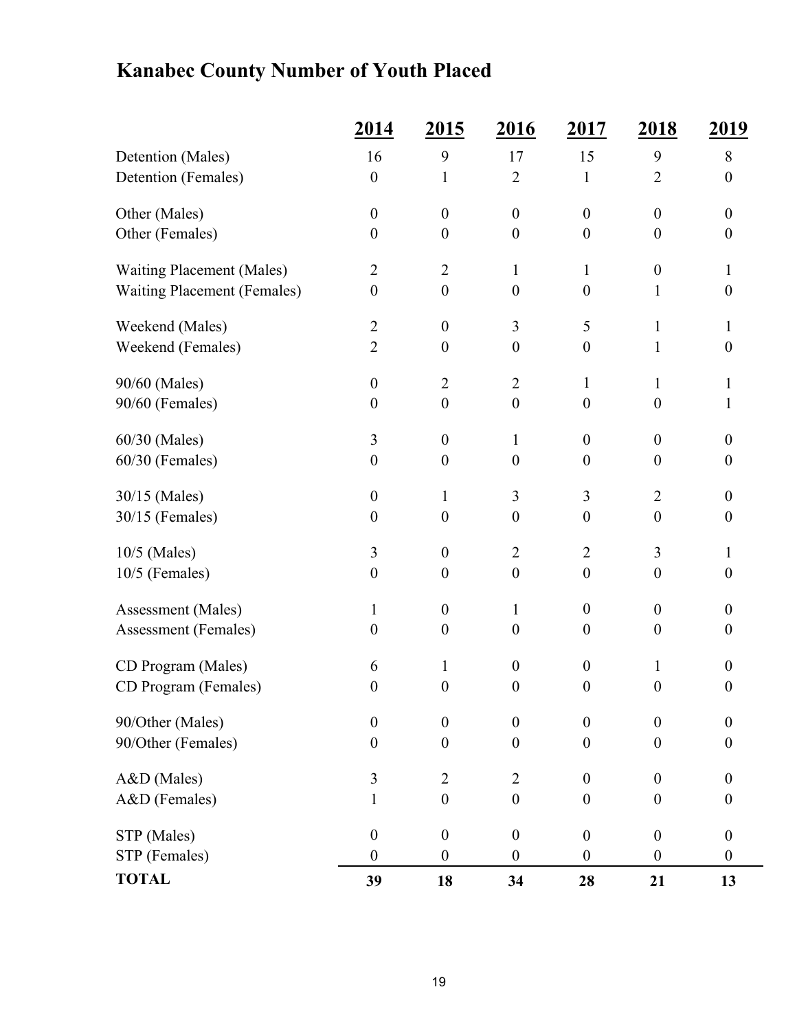# Kanabec County Number of Youth Placed

| | 2014 | 2015 | 2016 | 2017 | 2018 | 2019 |
|---|---|---|---|---|---|---|
| Detention (Males) | 16 | 9 | 17 | 15 | 9 | 8 |
| Detention (Females) | 0 | 1 | 2 | 1 | 2 | 0 |
| Other (Males) | 0 | 0 | 0 | 0 | 0 | 0 |
| Other (Females) | 0 | 0 | 0 | 0 | 0 | 0 |
| Waiting Placement (Males) | 2 | 2 | 1 | 1 | 0 | 1 |
| Waiting Placement (Females) | 0 | 0 | 0 | 0 | 1 | 0 |
| Weekend (Males) | 2 | 0 | 3 | 5 | 1 | 1 |
| Weekend (Females) | 2 | 0 | 0 | 0 | 1 | 0 |
| 90/60 (Males) | 0 | 2 | 2 | 1 | 1 | 1 |
| 90/60 (Females) | 0 | 0 | 0 | 0 | 0 | 1 |
| 60/30 (Males) | 3 | 0 | 1 | 0 | 0 | 0 |
| 60/30 (Females) | 0 | 0 | 0 | 0 | 0 | 0 |
| 30/15 (Males) | 0 | 1 | 3 | 3 | 2 | 0 |
| 30/15 (Females) | 0 | 0 | 0 | 0 | 0 | 0 |
| 10/5 (Males) | 3 | 0 | 2 | 2 | 3 | 1 |
| 10/5 (Females) | 0 | 0 | 0 | 0 | 0 | 0 |
| Assessment (Males) | 1 | 0 | 1 | 0 | 0 | 0 |
| Assessment (Females) | 0 | 0 | 0 | 0 | 0 | 0 |
| CD Program (Males) | 6 | 1 | 0 | 0 | 1 | 0 |
| CD Program (Females) | 0 | 0 | 0 | 0 | 0 | 0 |
| 90/Other (Males) | 0 | 0 | 0 | 0 | 0 | 0 |
| 90/Other (Females) | 0 | 0 | 0 | 0 | 0 | 0 |
| A&D (Males) | 3 | 2 | 2 | 0 | 0 | 0 |
| A&D (Females) | 1 | 0 | 0 | 0 | 0 | 0 |
| STP (Males) | 0 | 0 | 0 | 0 | 0 | 0 |
| STP (Females) | 0 | 0 | 0 | 0 | 0 | 0 |
| **TOTAL** | **39** | **18** | **34** | **28** | **21** | **13** |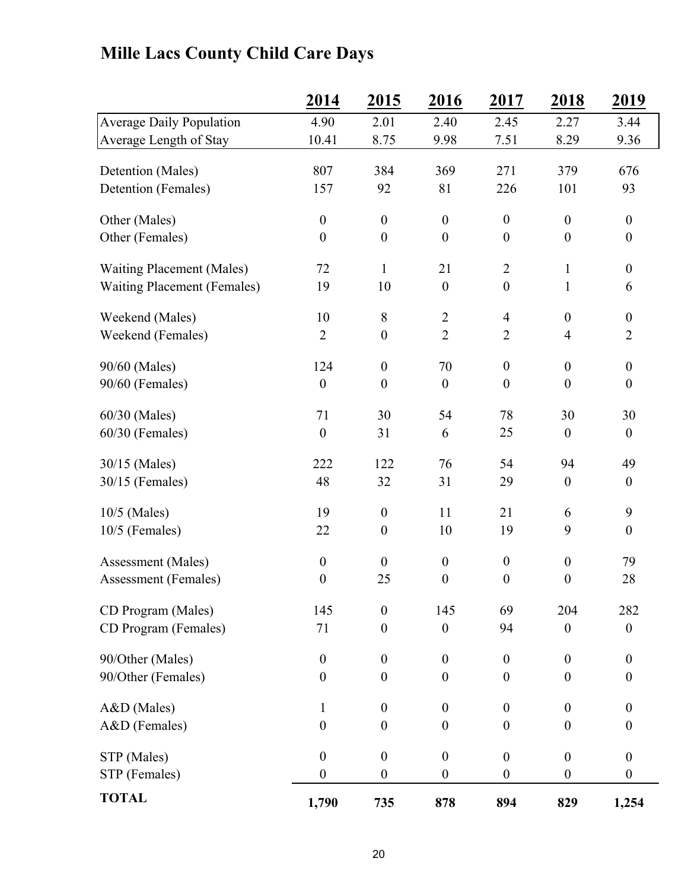## Mille Lacs County Child Care Days

| | 2014 | 2015 | 2016 | 2017 | 2018 | 2019 |
|---|---|---|---|---|---|---|
| Average Daily Population | 4.90 | 2.01 | 2.40 | 2.45 | 2.27 | 3.44 |
| Average Length of Stay | 10.41 | 8.75 | 9.98 | 7.51 | 8.29 | 9.36 |
| Detention (Males) | 807 | 384 | 369 | 271 | 379 | 676 |
| Detention (Females) | 157 | 92 | 81 | 226 | 101 | 93 |
| Other (Males) | 0 | 0 | 0 | 0 | 0 | 0 |
| Other (Females) | 0 | 0 | 0 | 0 | 0 | 0 |
| Waiting Placement (Males) | 72 | 1 | 21 | 2 | 1 | 0 |
| Waiting Placement (Females) | 19 | 10 | 0 | 0 | 1 | 6 |
| Weekend (Males) | 10 | 8 | 2 | 4 | 0 | 0 |
| Weekend (Females) | 2 | 0 | 2 | 2 | 4 | 2 |
| 90/60 (Males) | 124 | 0 | 70 | 0 | 0 | 0 |
| 90/60 (Females) | 0 | 0 | 0 | 0 | 0 | 0 |
| 60/30 (Males) | 71 | 30 | 54 | 78 | 30 | 30 |
| 60/30 (Females) | 0 | 31 | 6 | 25 | 0 | 0 |
| 30/15 (Males) | 222 | 122 | 76 | 54 | 94 | 49 |
| 30/15 (Females) | 48 | 32 | 31 | 29 | 0 | 0 |
| 10/5 (Males) | 19 | 0 | 11 | 21 | 6 | 9 |
| 10/5 (Females) | 22 | 0 | 10 | 19 | 9 | 0 |
| Assessment (Males) | 0 | 0 | 0 | 0 | 0 | 79 |
| Assessment (Females) | 0 | 25 | 0 | 0 | 0 | 28 |
| CD Program (Males) | 145 | 0 | 145 | 69 | 204 | 282 |
| CD Program (Females) | 71 | 0 | 0 | 94 | 0 | 0 |
| 90/Other (Males) | 0 | 0 | 0 | 0 | 0 | 0 |
| 90/Other (Females) | 0 | 0 | 0 | 0 | 0 | 0 |
| A&D (Males) | 1 | 0 | 0 | 0 | 0 | 0 |
| A&D (Females) | 0 | 0 | 0 | 0 | 0 | 0 |
| STP (Males) | 0 | 0 | 0 | 0 | 0 | 0 |
| STP (Females) | 0 | 0 | 0 | 0 | 0 | 0 |
| **TOTAL** | **1,790** | **735** | **878** | **894** | **829** | **1,254** |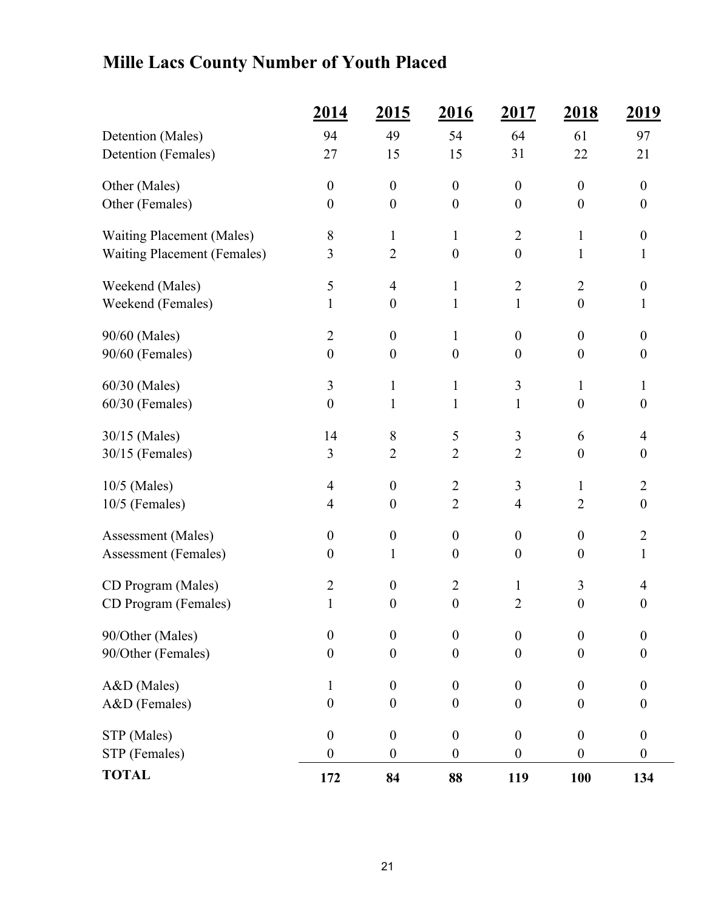# Mille Lacs County Number of Youth Placed

| | 2014 | 2015 | 2016 | 2017 | 2018 | 2019 |
|---|---|---|---|---|---|---|
| Detention (Males) | 94 | 49 | 54 | 64 | 61 | 97 |
| Detention (Females) | 27 | 15 | 15 | 31 | 22 | 21 |
| Other (Males) | 0 | 0 | 0 | 0 | 0 | 0 |
| Other (Females) | 0 | 0 | 0 | 0 | 0 | 0 |
| Waiting Placement (Males) | 8 | 1 | 1 | 2 | 1 | 0 |
| Waiting Placement (Females) | 3 | 2 | 0 | 0 | 1 | 1 |
| Weekend (Males) | 5 | 4 | 1 | 2 | 2 | 0 |
| Weekend (Females) | 1 | 0 | 1 | 1 | 0 | 1 |
| 90/60 (Males) | 2 | 0 | 1 | 0 | 0 | 0 |
| 90/60 (Females) | 0 | 0 | 0 | 0 | 0 | 0 |
| 60/30 (Males) | 3 | 1 | 1 | 3 | 1 | 1 |
| 60/30 (Females) | 0 | 1 | 1 | 1 | 0 | 0 |
| 30/15 (Males) | 14 | 8 | 5 | 3 | 6 | 4 |
| 30/15 (Females) | 3 | 2 | 2 | 2 | 0 | 0 |
| 10/5 (Males) | 4 | 0 | 2 | 3 | 1 | 2 |
| 10/5 (Females) | 4 | 0 | 2 | 4 | 2 | 0 |
| Assessment (Males) | 0 | 0 | 0 | 0 | 0 | 2 |
| Assessment (Females) | 0 | 1 | 0 | 0 | 0 | 1 |
| CD Program (Males) | 2 | 0 | 2 | 1 | 3 | 4 |
| CD Program (Females) | 1 | 0 | 0 | 2 | 0 | 0 |
| 90/Other (Males) | 0 | 0 | 0 | 0 | 0 | 0 |
| 90/Other (Females) | 0 | 0 | 0 | 0 | 0 | 0 |
| A&D (Males) | 1 | 0 | 0 | 0 | 0 | 0 |
| A&D (Females) | 0 | 0 | 0 | 0 | 0 | 0 |
| STP (Males) | 0 | 0 | 0 | 0 | 0 | 0 |
| STP (Females) | 0 | 0 | 0 | 0 | 0 | 0 |
| **TOTAL** | **172** | **84** | **88** | **119** | **100** | **134** |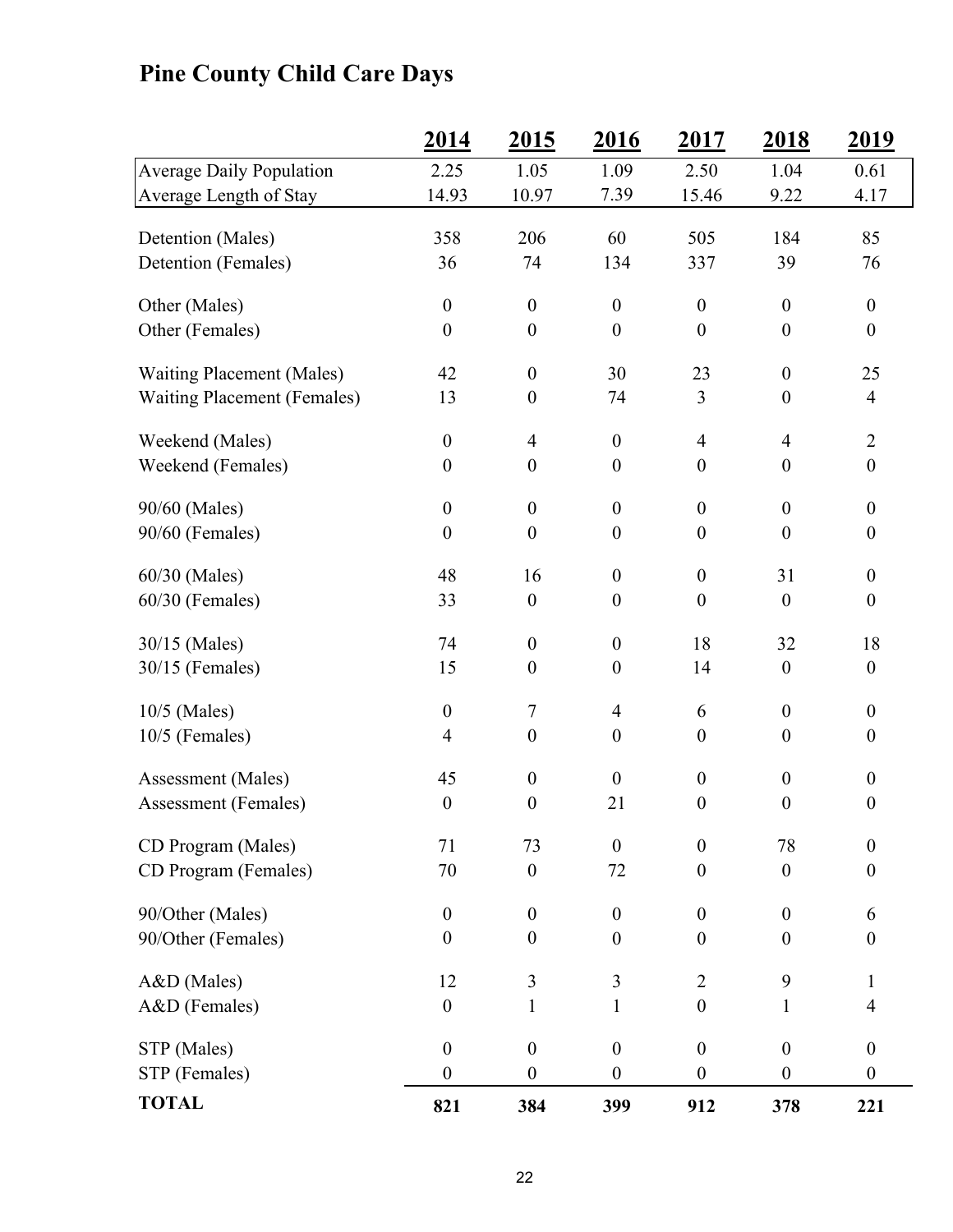# Pine County Child Care Days

| | 2014 | 2015 | 2016 | 2017 | 2018 | 2019 |
|---|---|---|---|---|---|---|
| Average Daily Population | 2.25 | 1.05 | 1.09 | 2.50 | 1.04 | 0.61 |
| Average Length of Stay | 14.93 | 10.97 | 7.39 | 15.46 | 9.22 | 4.17 |
| Detention (Males) | 358 | 206 | 60 | 505 | 184 | 85 |
| Detention (Females) | 36 | 74 | 134 | 337 | 39 | 76 |
| Other (Males) | 0 | 0 | 0 | 0 | 0 | 0 |
| Other (Females) | 0 | 0 | 0 | 0 | 0 | 0 |
| Waiting Placement (Males) | 42 | 0 | 30 | 23 | 0 | 25 |
| Waiting Placement (Females) | 13 | 0 | 74 | 3 | 0 | 4 |
| Weekend (Males) | 0 | 4 | 0 | 4 | 4 | 2 |
| Weekend (Females) | 0 | 0 | 0 | 0 | 0 | 0 |
| 90/60 (Males) | 0 | 0 | 0 | 0 | 0 | 0 |
| 90/60 (Females) | 0 | 0 | 0 | 0 | 0 | 0 |
| 60/30 (Males) | 48 | 16 | 0 | 0 | 31 | 0 |
| 60/30 (Females) | 33 | 0 | 0 | 0 | 0 | 0 |
| 30/15 (Males) | 74 | 0 | 0 | 18 | 32 | 18 |
| 30/15 (Females) | 15 | 0 | 0 | 14 | 0 | 0 |
| 10/5 (Males) | 0 | 7 | 4 | 6 | 0 | 0 |
| 10/5 (Females) | 4 | 0 | 0 | 0 | 0 | 0 |
| Assessment (Males) | 45 | 0 | 0 | 0 | 0 | 0 |
| Assessment (Females) | 0 | 0 | 21 | 0 | 0 | 0 |
| CD Program (Males) | 71 | 73 | 0 | 0 | 78 | 0 |
| CD Program (Females) | 70 | 0 | 72 | 0 | 0 | 0 |
| 90/Other (Males) | 0 | 0 | 0 | 0 | 0 | 6 |
| 90/Other (Females) | 0 | 0 | 0 | 0 | 0 | 0 |
| A&D (Males) | 12 | 3 | 3 | 2 | 9 | 1 |
| A&D (Females) | 0 | 1 | 1 | 0 | 1 | 4 |
| STP (Males) | 0 | 0 | 0 | 0 | 0 | 0 |
| STP (Females) | 0 | 0 | 0 | 0 | 0 | 0 |
| **TOTAL** | **821** | **384** | **399** | **912** | **378** | **221** |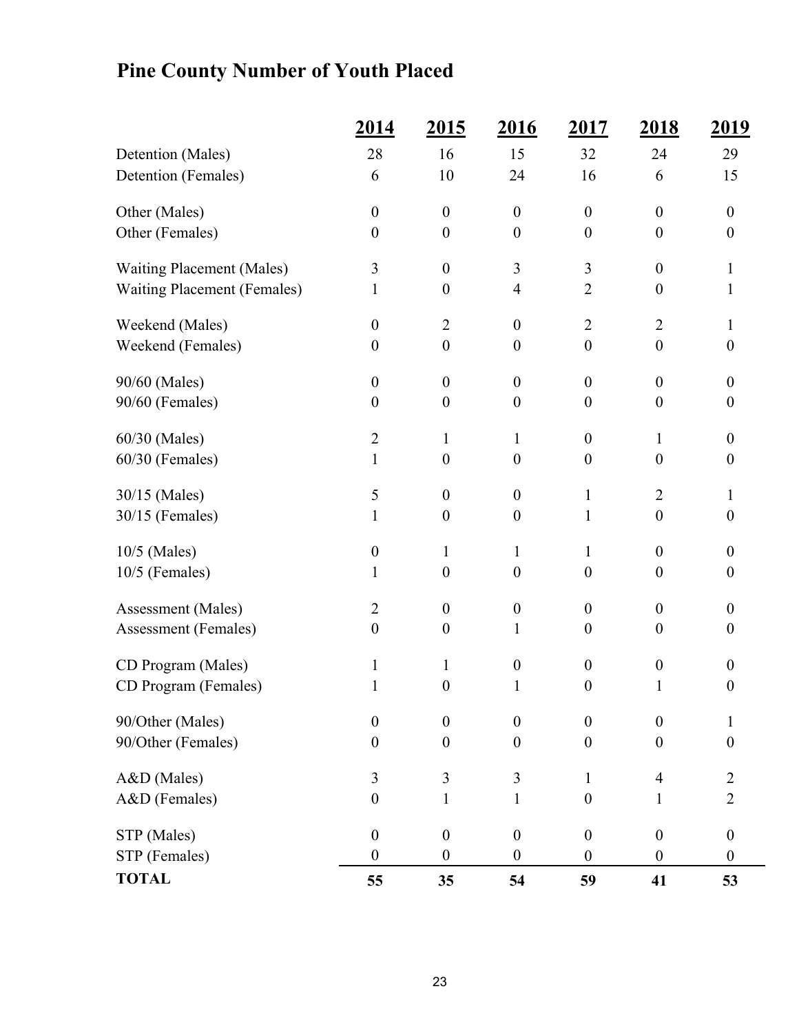# Pine County Number of Youth Placed

| | 2014 | 2015 | 2016 | 2017 | 2018 | 2019 |
|---|---|---|---|---|---|---|
| Detention (Males) | 28 | 16 | 15 | 32 | 24 | 29 |
| Detention (Females) | 6 | 10 | 24 | 16 | 6 | 15 |
| Other (Males) | 0 | 0 | 0 | 0 | 0 | 0 |
| Other (Females) | 0 | 0 | 0 | 0 | 0 | 0 |
| Waiting Placement (Males) | 3 | 0 | 3 | 3 | 0 | 1 |
| Waiting Placement (Females) | 1 | 0 | 4 | 2 | 0 | 1 |
| Weekend (Males) | 0 | 2 | 0 | 2 | 2 | 1 |
| Weekend (Females) | 0 | 0 | 0 | 0 | 0 | 0 |
| 90/60 (Males) | 0 | 0 | 0 | 0 | 0 | 0 |
| 90/60 (Females) | 0 | 0 | 0 | 0 | 0 | 0 |
| 60/30 (Males) | 2 | 1 | 1 | 0 | 1 | 0 |
| 60/30 (Females) | 1 | 0 | 0 | 0 | 0 | 0 |
| 30/15 (Males) | 5 | 0 | 0 | 1 | 2 | 1 |
| 30/15 (Females) | 1 | 0 | 0 | 1 | 0 | 0 |
| 10/5 (Males) | 0 | 1 | 1 | 1 | 0 | 0 |
| 10/5 (Females) | 1 | 0 | 0 | 0 | 0 | 0 |
| Assessment (Males) | 2 | 0 | 0 | 0 | 0 | 0 |
| Assessment (Females) | 0 | 0 | 1 | 0 | 0 | 0 |
| CD Program (Males) | 1 | 1 | 0 | 0 | 0 | 0 |
| CD Program (Females) | 1 | 0 | 1 | 0 | 1 | 0 |
| 90/Other (Males) | 0 | 0 | 0 | 0 | 0 | 1 |
| 90/Other (Females) | 0 | 0 | 0 | 0 | 0 | 0 |
| A&D (Males) | 3 | 3 | 3 | 1 | 4 | 2 |
| A&D (Females) | 0 | 1 | 1 | 0 | 1 | 2 |
| STP (Males) | 0 | 0 | 0 | 0 | 0 | 0 |
| STP (Females) | 0 | 0 | 0 | 0 | 0 | 0 |
| **TOTAL** | **55** | **35** | **54** | **59** | **41** | **53** |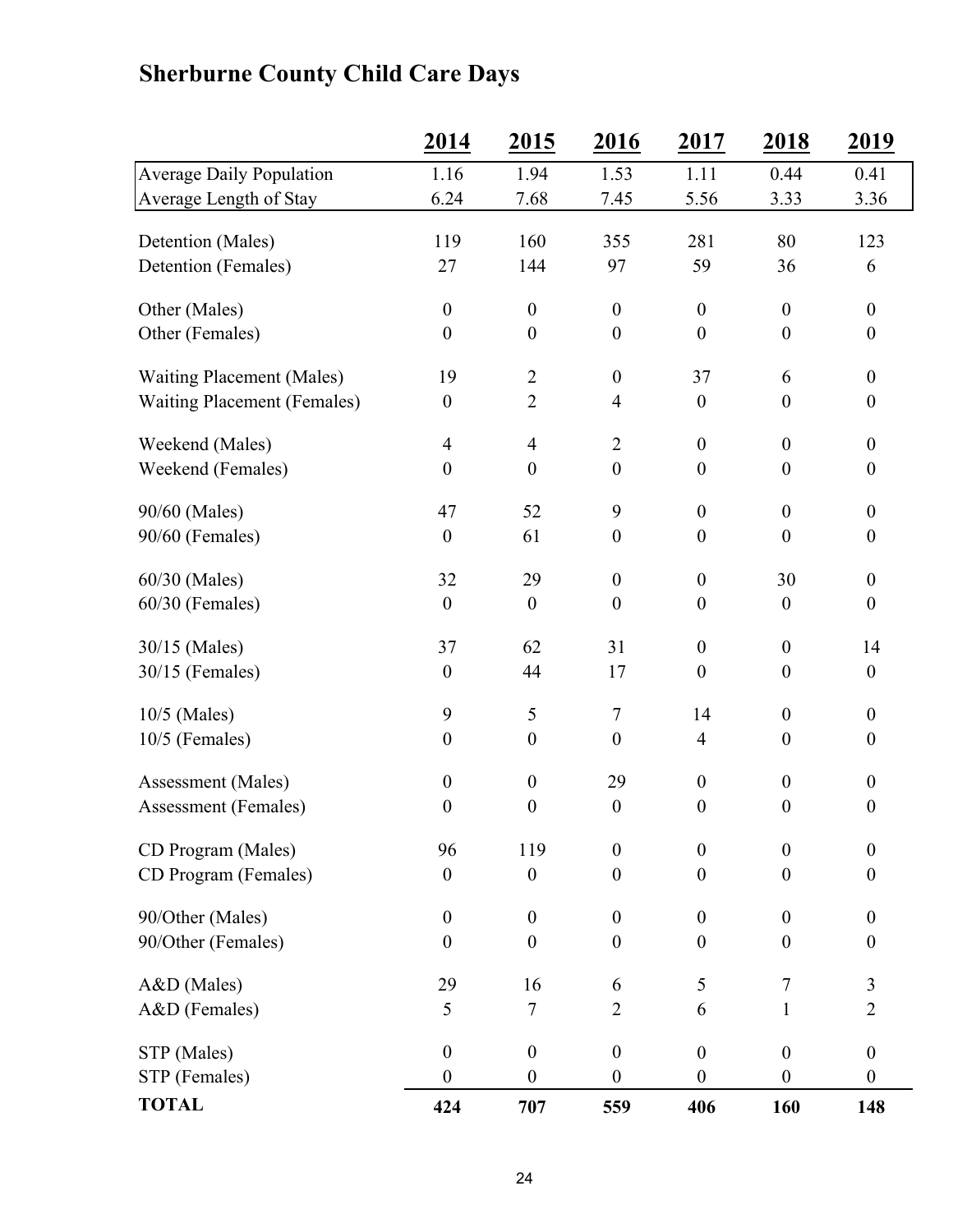## Sherburne County Child Care Days

| | 2014 | 2015 | 2016 | 2017 | 2018 | 2019 |
|---|---|---|---|---|---|---|
| Average Daily Population | 1.16 | 1.94 | 1.53 | 1.11 | 0.44 | 0.41 |
| Average Length of Stay | 6.24 | 7.68 | 7.45 | 5.56 | 3.33 | 3.36 |
| Detention (Males) | 119 | 160 | 355 | 281 | 80 | 123 |
| Detention (Females) | 27 | 144 | 97 | 59 | 36 | 6 |
| Other (Males) | 0 | 0 | 0 | 0 | 0 | 0 |
| Other (Females) | 0 | 0 | 0 | 0 | 0 | 0 |
| Waiting Placement (Males) | 19 | 2 | 0 | 37 | 6 | 0 |
| Waiting Placement (Females) | 0 | 2 | 4 | 0 | 0 | 0 |
| Weekend (Males) | 4 | 4 | 2 | 0 | 0 | 0 |
| Weekend (Females) | 0 | 0 | 0 | 0 | 0 | 0 |
| 90/60 (Males) | 47 | 52 | 9 | 0 | 0 | 0 |
| 90/60 (Females) | 0 | 61 | 0 | 0 | 0 | 0 |
| 60/30 (Males) | 32 | 29 | 0 | 0 | 30 | 0 |
| 60/30 (Females) | 0 | 0 | 0 | 0 | 0 | 0 |
| 30/15 (Males) | 37 | 62 | 31 | 0 | 0 | 14 |
| 30/15 (Females) | 0 | 44 | 17 | 0 | 0 | 0 |
| 10/5 (Males) | 9 | 5 | 7 | 14 | 0 | 0 |
| 10/5 (Females) | 0 | 0 | 0 | 4 | 0 | 0 |
| Assessment (Males) | 0 | 0 | 29 | 0 | 0 | 0 |
| Assessment (Females) | 0 | 0 | 0 | 0 | 0 | 0 |
| CD Program (Males) | 96 | 119 | 0 | 0 | 0 | 0 |
| CD Program (Females) | 0 | 0 | 0 | 0 | 0 | 0 |
| 90/Other (Males) | 0 | 0 | 0 | 0 | 0 | 0 |
| 90/Other (Females) | 0 | 0 | 0 | 0 | 0 | 0 |
| A&D (Males) | 29 | 16 | 6 | 5 | 7 | 3 |
| A&D (Females) | 5 | 7 | 2 | 6 | 1 | 2 |
| STP (Males) | 0 | 0 | 0 | 0 | 0 | 0 |
| STP (Females) | 0 | 0 | 0 | 0 | 0 | 0 |
| **TOTAL** | **424** | **707** | **559** | **406** | **160** | **148** |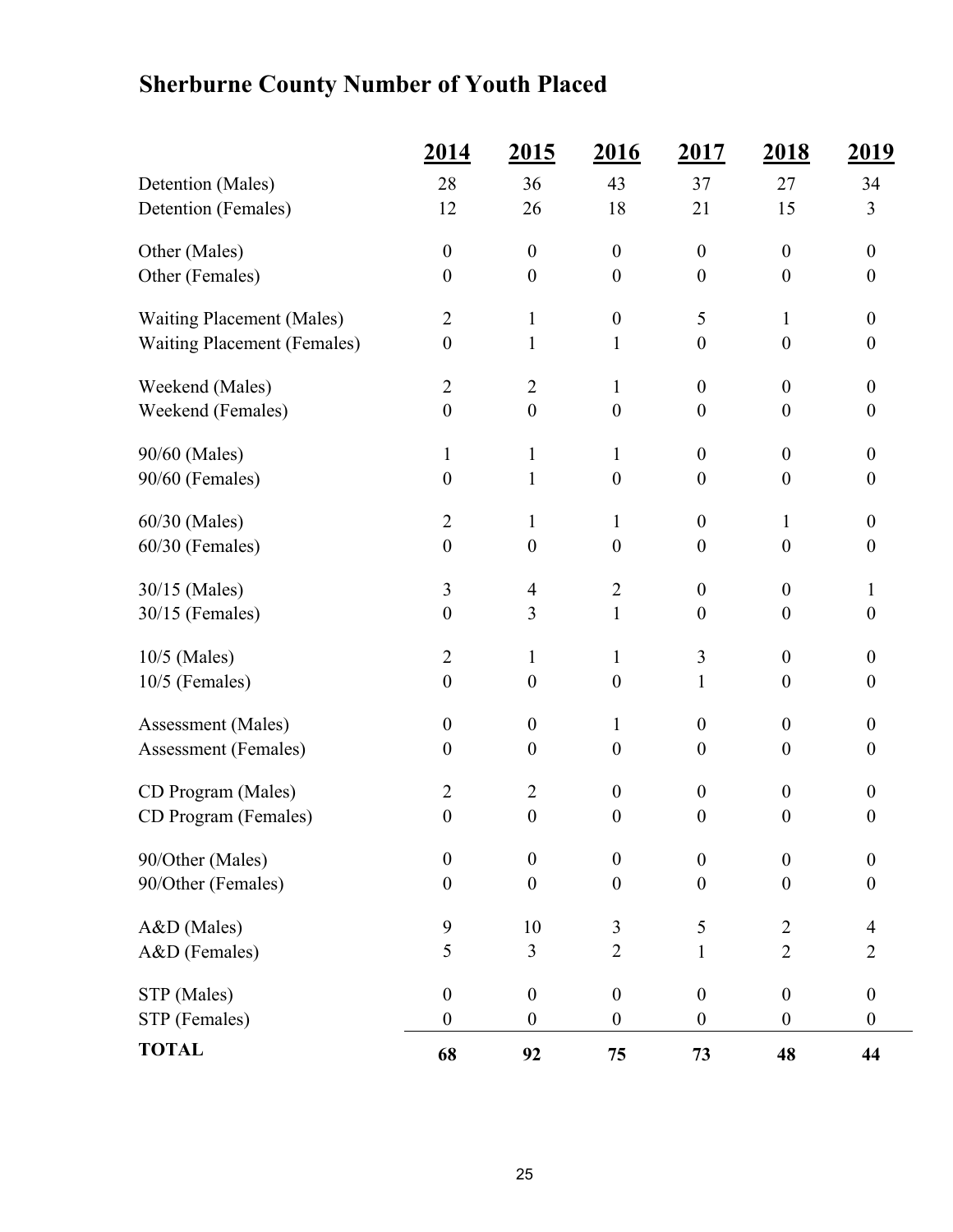# Sherburne County Number of Youth Placed

| | 2014 | 2015 | 2016 | 2017 | 2018 | 2019 |
|---|---|---|---|---|---|---|
| Detention (Males) | 28 | 36 | 43 | 37 | 27 | 34 |
| Detention (Females) | 12 | 26 | 18 | 21 | 15 | 3 |
| Other (Males) | 0 | 0 | 0 | 0 | 0 | 0 |
| Other (Females) | 0 | 0 | 0 | 0 | 0 | 0 |
| Waiting Placement (Males) | 2 | 1 | 0 | 5 | 1 | 0 |
| Waiting Placement (Females) | 0 | 1 | 1 | 0 | 0 | 0 |
| Weekend (Males) | 2 | 2 | 1 | 0 | 0 | 0 |
| Weekend (Females) | 0 | 0 | 0 | 0 | 0 | 0 |
| 90/60 (Males) | 1 | 1 | 1 | 0 | 0 | 0 |
| 90/60 (Females) | 0 | 1 | 0 | 0 | 0 | 0 |
| 60/30 (Males) | 2 | 1 | 1 | 0 | 1 | 0 |
| 60/30 (Females) | 0 | 0 | 0 | 0 | 0 | 0 |
| 30/15 (Males) | 3 | 4 | 2 | 0 | 0 | 1 |
| 30/15 (Females) | 0 | 3 | 1 | 0 | 0 | 0 |
| 10/5 (Males) | 2 | 1 | 1 | 3 | 0 | 0 |
| 10/5 (Females) | 0 | 0 | 0 | 1 | 0 | 0 |
| Assessment (Males) | 0 | 0 | 1 | 0 | 0 | 0 |
| Assessment (Females) | 0 | 0 | 0 | 0 | 0 | 0 |
| CD Program (Males) | 2 | 2 | 0 | 0 | 0 | 0 |
| CD Program (Females) | 0 | 0 | 0 | 0 | 0 | 0 |
| 90/Other (Males) | 0 | 0 | 0 | 0 | 0 | 0 |
| 90/Other (Females) | 0 | 0 | 0 | 0 | 0 | 0 |
| A&D (Males) | 9 | 10 | 3 | 5 | 2 | 4 |
| A&D (Females) | 5 | 3 | 2 | 1 | 2 | 2 |
| STP (Males) | 0 | 0 | 0 | 0 | 0 | 0 |
| STP (Females) | 0 | 0 | 0 | 0 | 0 | 0 |
| **TOTAL** | **68** | **92** | **75** | **73** | **48** | **44** |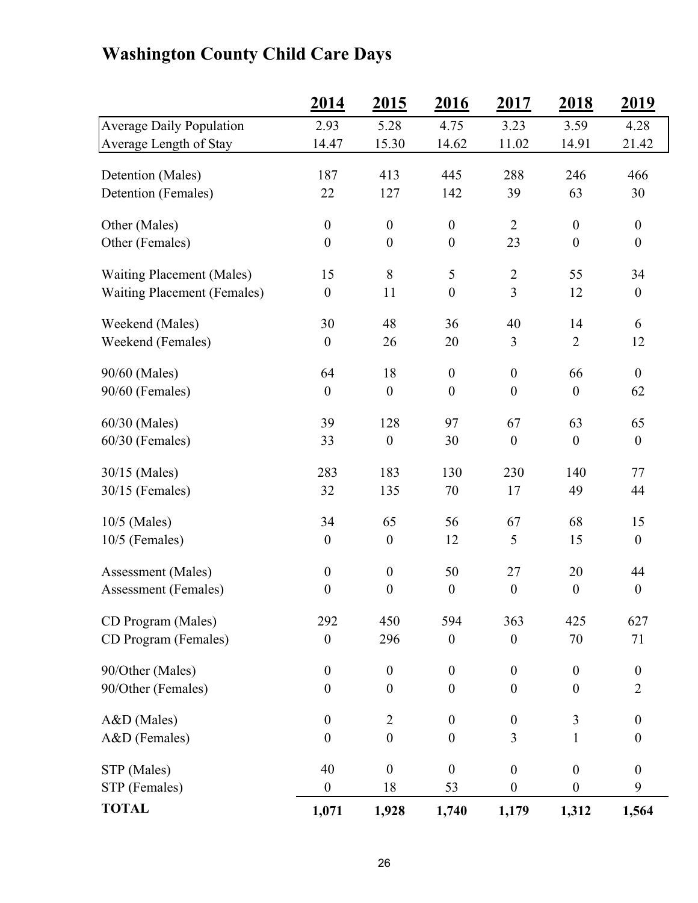# Washington County Child Care Days

| | 2014 | 2015 | 2016 | 2017 | 2018 | 2019 |
|---|---|---|---|---|---|---|
| Average Daily Population | 2.93 | 5.28 | 4.75 | 3.23 | 3.59 | 4.28 |
| Average Length of Stay | 14.47 | 15.30 | 14.62 | 11.02 | 14.91 | 21.42 |
| Detention (Males) | 187 | 413 | 445 | 288 | 246 | 466 |
| Detention (Females) | 22 | 127 | 142 | 39 | 63 | 30 |
| Other (Males) | 0 | 0 | 0 | 2 | 0 | 0 |
| Other (Females) | 0 | 0 | 0 | 23 | 0 | 0 |
| Waiting Placement (Males) | 15 | 8 | 5 | 2 | 55 | 34 |
| Waiting Placement (Females) | 0 | 11 | 0 | 3 | 12 | 0 |
| Weekend (Males) | 30 | 48 | 36 | 40 | 14 | 6 |
| Weekend (Females) | 0 | 26 | 20 | 3 | 2 | 12 |
| 90/60 (Males) | 64 | 18 | 0 | 0 | 66 | 0 |
| 90/60 (Females) | 0 | 0 | 0 | 0 | 0 | 62 |
| 60/30 (Males) | 39 | 128 | 97 | 67 | 63 | 65 |
| 60/30 (Females) | 33 | 0 | 30 | 0 | 0 | 0 |
| 30/15 (Males) | 283 | 183 | 130 | 230 | 140 | 77 |
| 30/15 (Females) | 32 | 135 | 70 | 17 | 49 | 44 |
| 10/5 (Males) | 34 | 65 | 56 | 67 | 68 | 15 |
| 10/5 (Females) | 0 | 0 | 12 | 5 | 15 | 0 |
| Assessment (Males) | 0 | 0 | 50 | 27 | 20 | 44 |
| Assessment (Females) | 0 | 0 | 0 | 0 | 0 | 0 |
| CD Program (Males) | 292 | 450 | 594 | 363 | 425 | 627 |
| CD Program (Females) | 0 | 296 | 0 | 0 | 70 | 71 |
| 90/Other (Males) | 0 | 0 | 0 | 0 | 0 | 0 |
| 90/Other (Females) | 0 | 0 | 0 | 0 | 0 | 2 |
| A&D (Males) | 0 | 2 | 0 | 0 | 3 | 0 |
| A&D (Females) | 0 | 0 | 0 | 3 | 1 | 0 |
| STP (Males) | 40 | 0 | 0 | 0 | 0 | 0 |
| STP (Females) | 0 | 18 | 53 | 0 | 0 | 9 |
| **TOTAL** | **1,071** | **1,928** | **1,740** | **1,179** | **1,312** | **1,564** |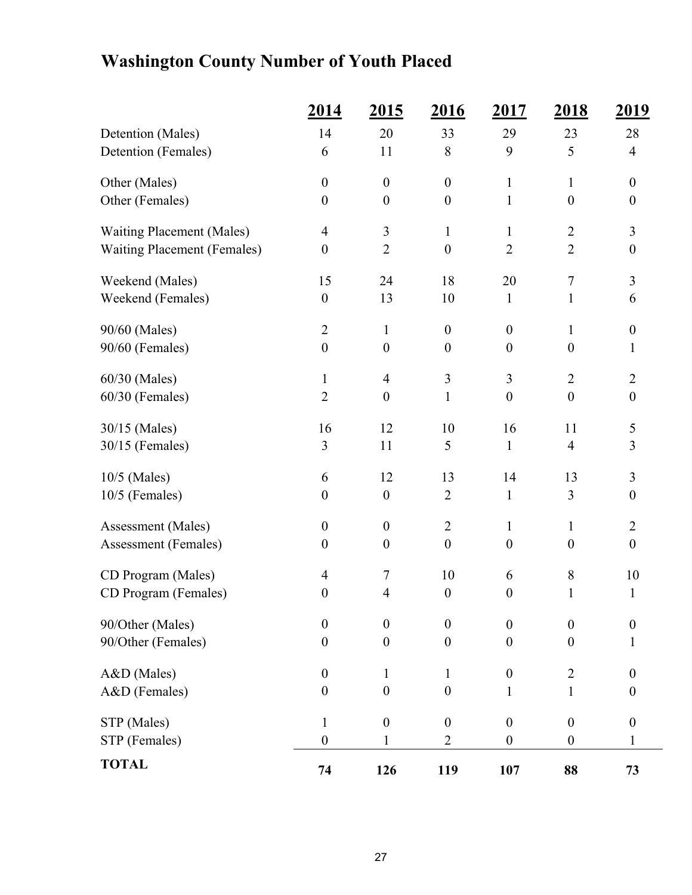# Washington County Number of Youth Placed

| | 2014 | 2015 | 2016 | 2017 | 2018 | 2019 |
|---|---|---|---|---|---|---|
| Detention (Males) | 14 | 20 | 33 | 29 | 23 | 28 |
| Detention (Females) | 6 | 11 | 8 | 9 | 5 | 4 |
| Other (Males) | 0 | 0 | 0 | 1 | 1 | 0 |
| Other (Females) | 0 | 0 | 0 | 1 | 0 | 0 |
| Waiting Placement (Males) | 4 | 3 | 1 | 1 | 2 | 3 |
| Waiting Placement (Females) | 0 | 2 | 0 | 2 | 2 | 0 |
| Weekend (Males) | 15 | 24 | 18 | 20 | 7 | 3 |
| Weekend (Females) | 0 | 13 | 10 | 1 | 1 | 6 |
| 90/60 (Males) | 2 | 1 | 0 | 0 | 1 | 0 |
| 90/60 (Females) | 0 | 0 | 0 | 0 | 0 | 1 |
| 60/30 (Males) | 1 | 4 | 3 | 3 | 2 | 2 |
| 60/30 (Females) | 2 | 0 | 1 | 0 | 0 | 0 |
| 30/15 (Males) | 16 | 12 | 10 | 16 | 11 | 5 |
| 30/15 (Females) | 3 | 11 | 5 | 1 | 4 | 3 |
| 10/5 (Males) | 6 | 12 | 13 | 14 | 13 | 3 |
| 10/5 (Females) | 0 | 0 | 2 | 1 | 3 | 0 |
| Assessment (Males) | 0 | 0 | 2 | 1 | 1 | 2 |
| Assessment (Females) | 0 | 0 | 0 | 0 | 0 | 0 |
| CD Program (Males) | 4 | 7 | 10 | 6 | 8 | 10 |
| CD Program (Females) | 0 | 4 | 0 | 0 | 1 | 1 |
| 90/Other (Males) | 0 | 0 | 0 | 0 | 0 | 0 |
| 90/Other (Females) | 0 | 0 | 0 | 0 | 0 | 1 |
| A&D (Males) | 0 | 1 | 1 | 0 | 2 | 0 |
| A&D (Females) | 0 | 0 | 0 | 1 | 1 | 0 |
| STP (Males) | 1 | 0 | 0 | 0 | 0 | 0 |
| STP (Females) | 0 | 1 | 2 | 0 | 0 | 1 |
| **TOTAL** | **74** | **126** | **119** | **107** | **88** | **73** |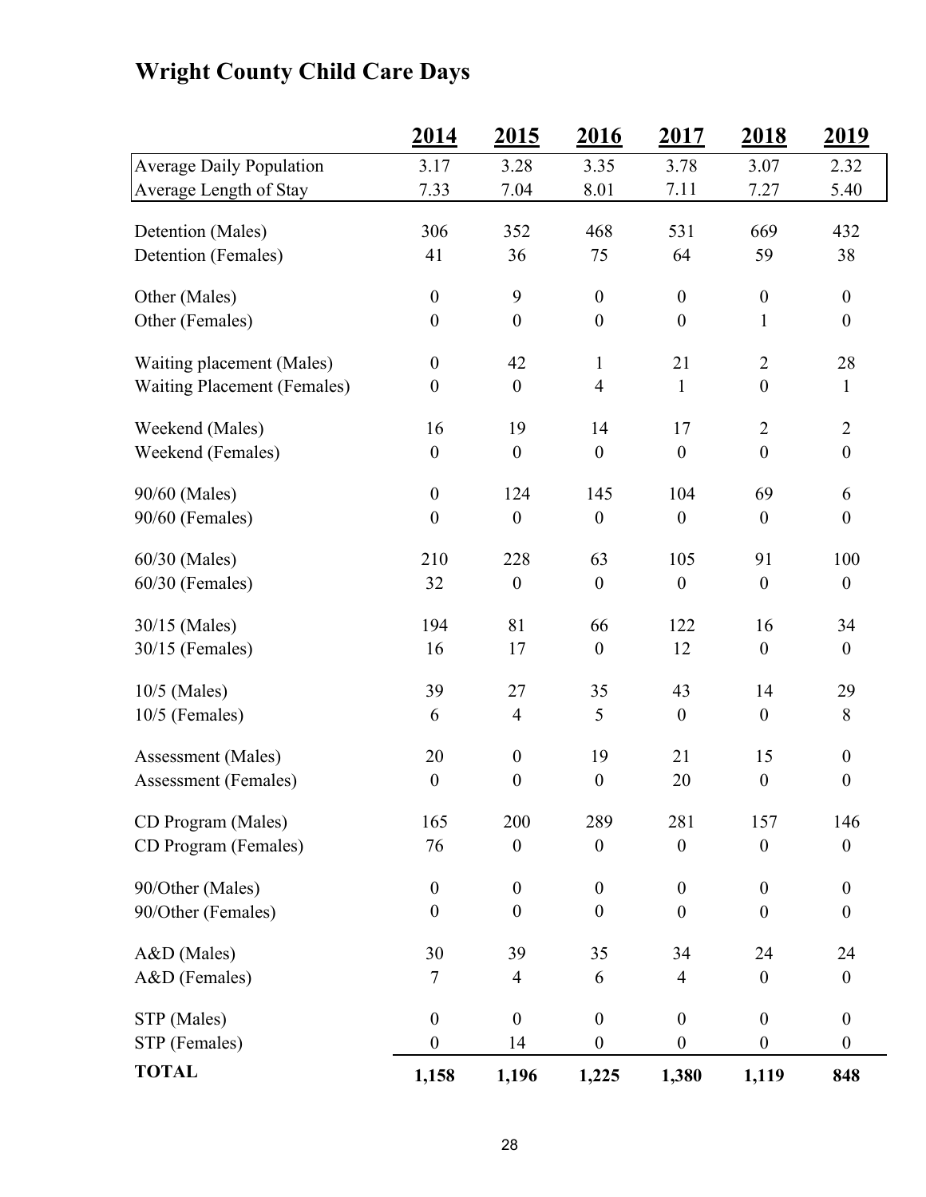# Wright County Child Care Days

| | 2014 | 2015 | 2016 | 2017 | 2018 | 2019 |
|---|---|---|---|---|---|---|
| Average Daily Population | 3.17 | 3.28 | 3.35 | 3.78 | 3.07 | 2.32 |
| Average Length of Stay | 7.33 | 7.04 | 8.01 | 7.11 | 7.27 | 5.40 |
| Detention (Males) | 306 | 352 | 468 | 531 | 669 | 432 |
| Detention (Females) | 41 | 36 | 75 | 64 | 59 | 38 |
| Other (Males) | 0 | 9 | 0 | 0 | 0 | 0 |
| Other (Females) | 0 | 0 | 0 | 0 | 1 | 0 |
| Waiting placement (Males) | 0 | 42 | 1 | 21 | 2 | 28 |
| Waiting Placement (Females) | 0 | 0 | 4 | 1 | 0 | 1 |
| Weekend (Males) | 16 | 19 | 14 | 17 | 2 | 2 |
| Weekend (Females) | 0 | 0 | 0 | 0 | 0 | 0 |
| 90/60 (Males) | 0 | 124 | 145 | 104 | 69 | 6 |
| 90/60 (Females) | 0 | 0 | 0 | 0 | 0 | 0 |
| 60/30 (Males) | 210 | 228 | 63 | 105 | 91 | 100 |
| 60/30 (Females) | 32 | 0 | 0 | 0 | 0 | 0 |
| 30/15 (Males) | 194 | 81 | 66 | 122 | 16 | 34 |
| 30/15 (Females) | 16 | 17 | 0 | 12 | 0 | 0 |
| 10/5 (Males) | 39 | 27 | 35 | 43 | 14 | 29 |
| 10/5 (Females) | 6 | 4 | 5 | 0 | 0 | 8 |
| Assessment (Males) | 20 | 0 | 19 | 21 | 15 | 0 |
| Assessment (Females) | 0 | 0 | 0 | 20 | 0 | 0 |
| CD Program (Males) | 165 | 200 | 289 | 281 | 157 | 146 |
| CD Program (Females) | 76 | 0 | 0 | 0 | 0 | 0 |
| 90/Other (Males) | 0 | 0 | 0 | 0 | 0 | 0 |
| 90/Other (Females) | 0 | 0 | 0 | 0 | 0 | 0 |
| A&D (Males) | 30 | 39 | 35 | 34 | 24 | 24 |
| A&D (Females) | 7 | 4 | 6 | 4 | 0 | 0 |
| STP (Males) | 0 | 0 | 0 | 0 | 0 | 0 |
| STP (Females) | 0 | 14 | 0 | 0 | 0 | 0 |
| **TOTAL** | **1,158** | **1,196** | **1,225** | **1,380** | **1,119** | **848** |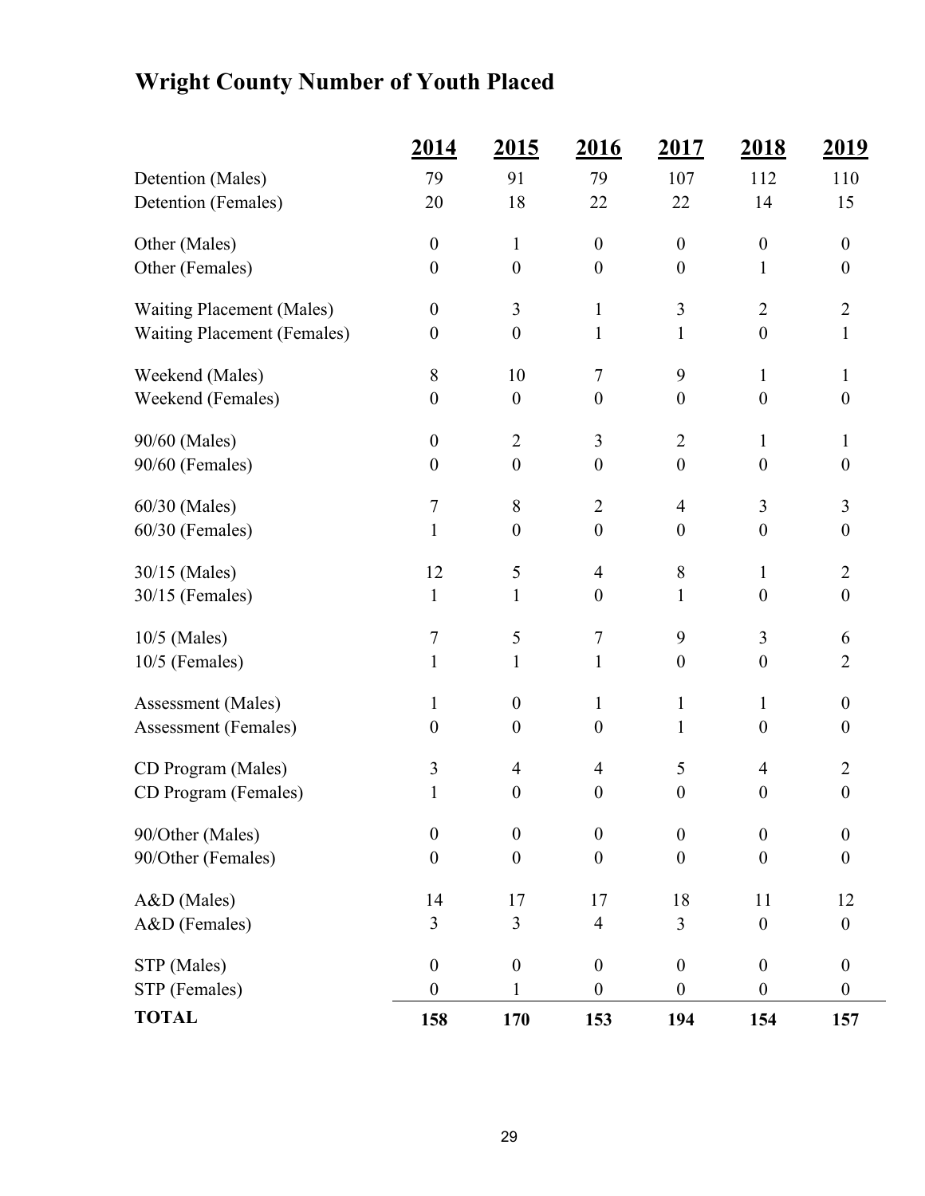# Wright County Number of Youth Placed

| | 2014 | 2015 | 2016 | 2017 | 2018 | 2019 |
|---|---|---|---|---|---|---|
| Detention (Males) | 79 | 91 | 79 | 107 | 112 | 110 |
| Detention (Females) | 20 | 18 | 22 | 22 | 14 | 15 |
| Other (Males) | 0 | 1 | 0 | 0 | 0 | 0 |
| Other (Females) | 0 | 0 | 0 | 0 | 1 | 0 |
| Waiting Placement (Males) | 0 | 3 | 1 | 3 | 2 | 2 |
| Waiting Placement (Females) | 0 | 0 | 1 | 1 | 0 | 1 |
| Weekend (Males) | 8 | 10 | 7 | 9 | 1 | 1 |
| Weekend (Females) | 0 | 0 | 0 | 0 | 0 | 0 |
| 90/60 (Males) | 0 | 2 | 3 | 2 | 1 | 1 |
| 90/60 (Females) | 0 | 0 | 0 | 0 | 0 | 0 |
| 60/30 (Males) | 7 | 8 | 2 | 4 | 3 | 3 |
| 60/30 (Females) | 1 | 0 | 0 | 0 | 0 | 0 |
| 30/15 (Males) | 12 | 5 | 4 | 8 | 1 | 2 |
| 30/15 (Females) | 1 | 1 | 0 | 1 | 0 | 0 |
| 10/5 (Males) | 7 | 5 | 7 | 9 | 3 | 6 |
| 10/5 (Females) | 1 | 1 | 1 | 0 | 0 | 2 |
| Assessment (Males) | 1 | 0 | 1 | 1 | 1 | 0 |
| Assessment (Females) | 0 | 0 | 0 | 1 | 0 | 0 |
| CD Program (Males) | 3 | 4 | 4 | 5 | 4 | 2 |
| CD Program (Females) | 1 | 0 | 0 | 0 | 0 | 0 |
| 90/Other (Males) | 0 | 0 | 0 | 0 | 0 | 0 |
| 90/Other (Females) | 0 | 0 | 0 | 0 | 0 | 0 |
| A&D (Males) | 14 | 17 | 17 | 18 | 11 | 12 |
| A&D (Females) | 3 | 3 | 4 | 3 | 0 | 0 |
| STP (Males) | 0 | 0 | 0 | 0 | 0 | 0 |
| STP (Females) | 0 | 1 | 0 | 0 | 0 | 0 |
| **TOTAL** | **158** | **170** | **153** | **194** | **154** | **157** |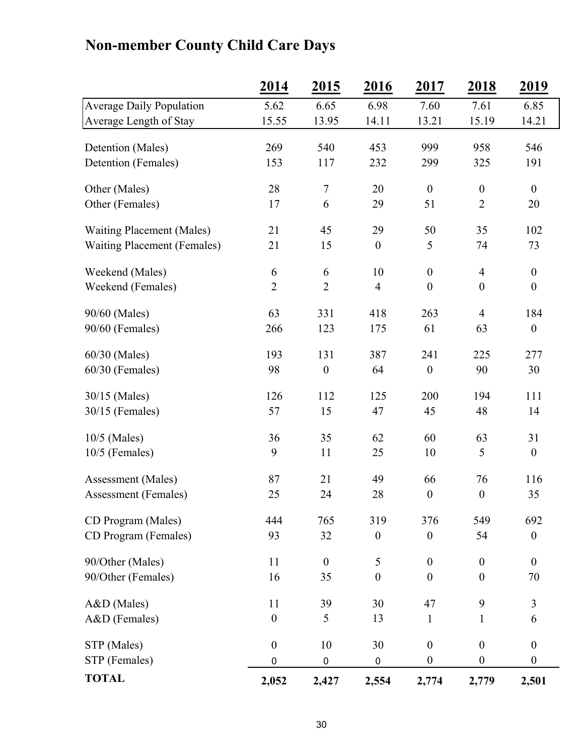# Non-member County Child Care Days

| | 2014 | 2015 | 2016 | 2017 | 2018 | 2019 |
|---|---|---|---|---|---|---|
| Average Daily Population | 5.62 | 6.65 | 6.98 | 7.60 | 7.61 | 6.85 |
| Average Length of Stay | 15.55 | 13.95 | 14.11 | 13.21 | 15.19 | 14.21 |
| Detention (Males) | 269 | 540 | 453 | 999 | 958 | 546 |
| Detention (Females) | 153 | 117 | 232 | 299 | 325 | 191 |
| Other (Males) | 28 | 7 | 20 | 0 | 0 | 0 |
| Other (Females) | 17 | 6 | 29 | 51 | 2 | 20 |
| Waiting Placement (Males) | 21 | 45 | 29 | 50 | 35 | 102 |
| Waiting Placement (Females) | 21 | 15 | 0 | 5 | 74 | 73 |
| Weekend (Males) | 6 | 6 | 10 | 0 | 4 | 0 |
| Weekend (Females) | 2 | 2 | 4 | 0 | 0 | 0 |
| 90/60 (Males) | 63 | 331 | 418 | 263 | 4 | 184 |
| 90/60 (Females) | 266 | 123 | 175 | 61 | 63 | 0 |
| 60/30 (Males) | 193 | 131 | 387 | 241 | 225 | 277 |
| 60/30 (Females) | 98 | 0 | 64 | 0 | 90 | 30 |
| 30/15 (Males) | 126 | 112 | 125 | 200 | 194 | 111 |
| 30/15 (Females) | 57 | 15 | 47 | 45 | 48 | 14 |
| 10/5 (Males) | 36 | 35 | 62 | 60 | 63 | 31 |
| 10/5 (Females) | 9 | 11 | 25 | 10 | 5 | 0 |
| Assessment (Males) | 87 | 21 | 49 | 66 | 76 | 116 |
| Assessment (Females) | 25 | 24 | 28 | 0 | 0 | 35 |
| CD Program (Males) | 444 | 765 | 319 | 376 | 549 | 692 |
| CD Program (Females) | 93 | 32 | 0 | 0 | 54 | 0 |
| 90/Other (Males) | 11 | 0 | 5 | 0 | 0 | 0 |
| 90/Other (Females) | 16 | 35 | 0 | 0 | 0 | 70 |
| A&D (Males) | 11 | 39 | 30 | 47 | 9 | 3 |
| A&D (Females) | 0 | 5 | 13 | 1 | 1 | 6 |
| STP (Males) | 0 | 10 | 30 | 0 | 0 | 0 |
| STP (Females) | 0 | 0 | 0 | 0 | 0 | 0 |
| **TOTAL** | **2,052** | **2,427** | **2,554** | **2,774** | **2,779** | **2,501** |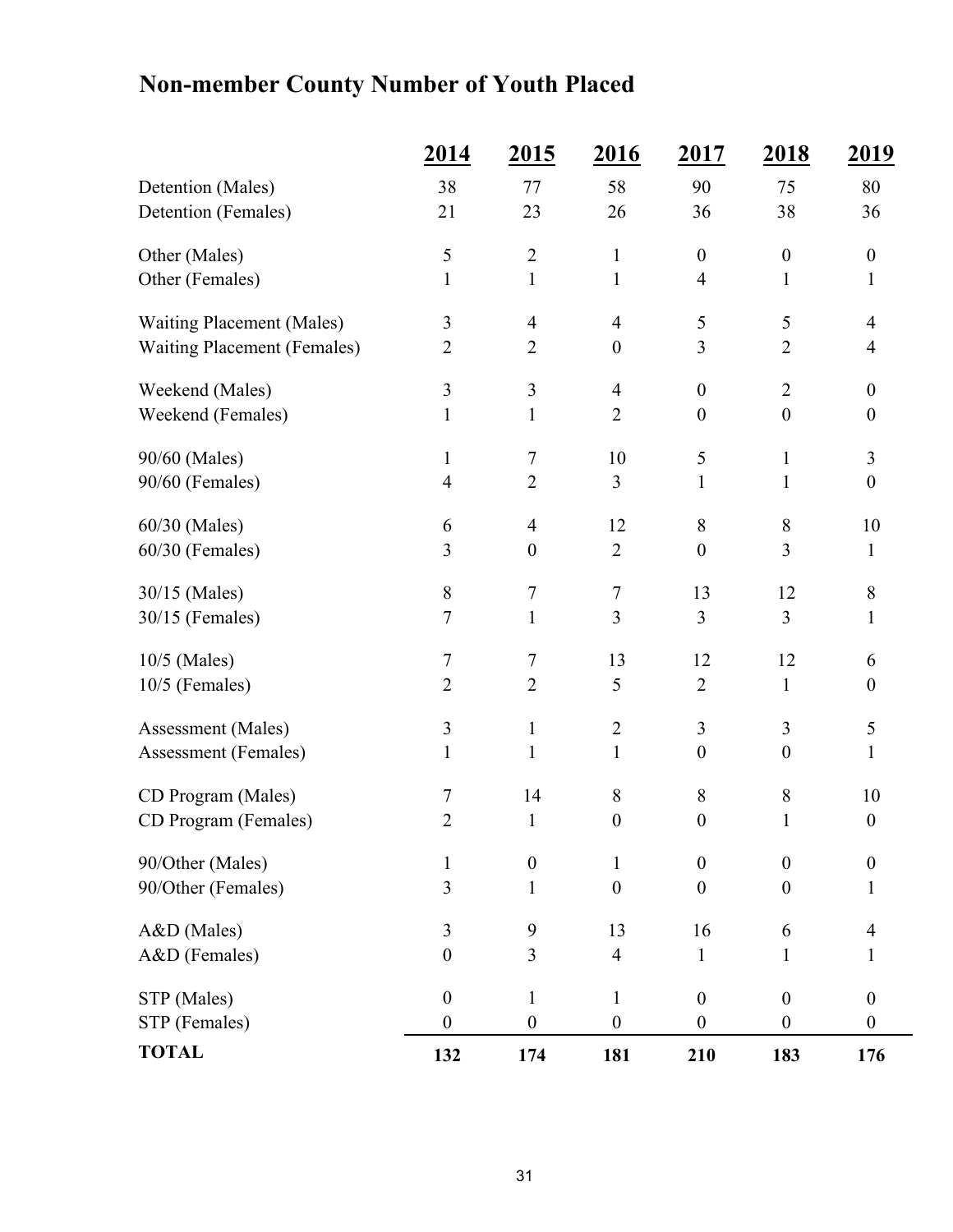# Non-member County Number of Youth Placed

| | 2014 | 2015 | 2016 | 2017 | 2018 | 2019 |
|---|---|---|---|---|---|---|
| Detention (Males) | 38 | 77 | 58 | 90 | 75 | 80 |
| Detention (Females) | 21 | 23 | 26 | 36 | 38 | 36 |
| Other (Males) | 5 | 2 | 1 | 0 | 0 | 0 |
| Other (Females) | 1 | 1 | 1 | 4 | 1 | 1 |
| Waiting Placement (Males) | 3 | 4 | 4 | 5 | 5 | 4 |
| Waiting Placement (Females) | 2 | 2 | 0 | 3 | 2 | 4 |
| Weekend (Males) | 3 | 3 | 4 | 0 | 2 | 0 |
| Weekend (Females) | 1 | 1 | 2 | 0 | 0 | 0 |
| 90/60 (Males) | 1 | 7 | 10 | 5 | 1 | 3 |
| 90/60 (Females) | 4 | 2 | 3 | 1 | 1 | 0 |
| 60/30 (Males) | 6 | 4 | 12 | 8 | 8 | 10 |
| 60/30 (Females) | 3 | 0 | 2 | 0 | 3 | 1 |
| 30/15 (Males) | 8 | 7 | 7 | 13 | 12 | 8 |
| 30/15 (Females) | 7 | 1 | 3 | 3 | 3 | 1 |
| 10/5 (Males) | 7 | 7 | 13 | 12 | 12 | 6 |
| 10/5 (Females) | 2 | 2 | 5 | 2 | 1 | 0 |
| Assessment (Males) | 3 | 1 | 2 | 3 | 3 | 5 |
| Assessment (Females) | 1 | 1 | 1 | 0 | 0 | 1 |
| CD Program (Males) | 7 | 14 | 8 | 8 | 8 | 10 |
| CD Program (Females) | 2 | 1 | 0 | 0 | 1 | 0 |
| 90/Other (Males) | 1 | 0 | 1 | 0 | 0 | 0 |
| 90/Other (Females) | 3 | 1 | 0 | 0 | 0 | 1 |
| A&D (Males) | 3 | 9 | 13 | 16 | 6 | 4 |
| A&D (Females) | 0 | 3 | 4 | 1 | 1 | 1 |
| STP (Males) | 0 | 1 | 1 | 0 | 0 | 0 |
| STP (Females) | 0 | 0 | 0 | 0 | 0 | 0 |
| **TOTAL** | **132** | **174** | **181** | **210** | **183** | **176** |